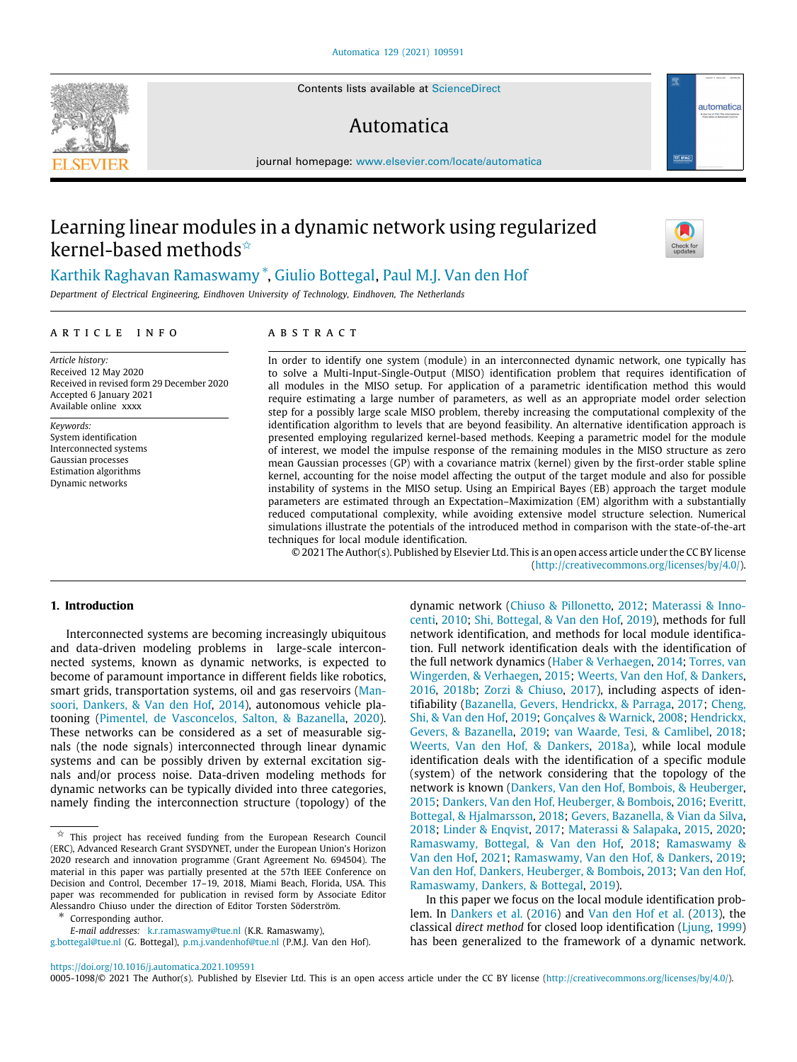# Learning linear modules in a dynamic network using regularized kernel-based methods ☆

Karthik Raghavan Ramaswamy *, Giulio Bottegal, Paul M.J. Van den Hof

*Department of Electrical Engineering, Eindhoven University of Technology, Eindhoven, The Netherlands*

## ARTICLE INFO

*Article history:*
Received 12 May 2020
Received in revised form 29 December 2020
Accepted 6 January 2021
Available online xxxx

*Keywords:*
System identification
Interconnected systems
Gaussian processes
Estimation algorithms
Dynamic networks

## ABSTRACT

In order to identify one system (module) in an interconnected dynamic network, one typically has to solve a Multi-Input-Single-Output (MISO) identification problem that requires identification of all modules in the MISO setup. For application of a parametric identification method this would require estimating a large number of parameters, as well as an appropriate model order selection step for a possibly large scale MISO problem, thereby increasing the computational complexity of the identification algorithm to levels that are beyond feasibility. An alternative identification approach is presented employing regularized kernel-based methods. Keeping a parametric model for the module of interest, we model the impulse response of the remaining modules in the MISO structure as zero mean Gaussian processes (GP) with a covariance matrix (kernel) given by the first-order stable spline kernel, accounting for the noise model affecting the output of the target module and also for possible instability of systems in the MISO setup. Using an Empirical Bayes (EB) approach the target module parameters are estimated through an Expectation–Maximization (EM) algorithm with a substantially reduced computational complexity, while avoiding extensive model structure selection. Numerical simulations illustrate the potentials of the introduced method in comparison with the state-of-the-art techniques for local module identification.

© 2021 The Author(s). Published by Elsevier Ltd. This is an open access article under the CC BY license (http://creativecommons.org/licenses/by/4.0/).

## 1. Introduction

Interconnected systems are becoming increasingly ubiquitous and data-driven modeling problems in large-scale interconnected systems, known as dynamic networks, is expected to become of paramount importance in different fields like robotics, smart grids, transportation systems, oil and gas reservoirs (Mansoori, Dankers, & Van den Hof, 2014), autonomous vehicle platooning (Pimentel, de Vasconcelos, Salton, & Bazanella, 2020). These networks can be considered as a set of measurable signals (the node signals) interconnected through linear dynamic systems and can be possibly driven by external excitation signals and/or process noise. Data-driven modeling methods for dynamic networks can be typically divided into three categories, namely finding the interconnection structure (topology) of the dynamic network (Chiuso & Pillonetto, 2012; Materassi & Innocenti, 2010; Shi, Bottegal, & Van den Hof, 2019), methods for full network identification, and methods for local module identification. Full network identification deals with the identification of the full network dynamics (Haber & Verhaegen, 2014; Torres, van Wingerden, & Verhaegen, 2015; Weerts, Van den Hof, & Dankers, 2016, 2018b; Zorzi & Chiuso, 2017), including aspects of identifiability (Bazanella, Gevers, Hendrickx, & Parraga, 2017; Cheng, Shi, & Van den Hof, 2019; Gonçalves & Warnick, 2008; Hendrickx, Gevers, & Bazanella, 2019; van Waarde, Tesi, & Camlibel, 2018; Weerts, Van den Hof, & Dankers, 2018a), while local module identification deals with the identification of a specific module (system) of the network considering that the topology of the network is known (Dankers, Van den Hof, Bombois, & Heuberger, 2015; Dankers, Van den Hof, Heuberger, & Bombois, 2016; Everitt, Bottegal, & Hjalmarsson, 2018; Gevers, Bazanella, & Vian da Silva, 2018; Linder & Enqvist, 2017; Materassi & Salapaka, 2015, 2020; Ramaswamy, Bottegal, & Van den Hof, 2018; Ramaswamy & Van den Hof, 2021; Ramaswamy, Van den Hof, & Dankers, 2019; Van den Hof, Dankers, Heuberger, & Bombois, 2013; Van den Hof, Ramaswamy, Dankers, & Bottegal, 2019).

In this paper we focus on the local module identification problem. In Dankers et al. (2016) and Van den Hof et al. (2013), the classical *direct method* for closed loop identification (Ljung, 1999) has been generalized to the framework of a dynamic network.

---

☆ This project has received funding from the European Research Council (ERC), Advanced Research Grant SYSDYNET, under the European Union's Horizon 2020 research and innovation programme (Grant Agreement No. 694504). The material in this paper was partially presented at the 57th IEEE Conference on Decision and Control, December 17–19, 2018, Miami Beach, Florida, USA. This paper was recommended for publication in revised form by Associate Editor Alessandro Chiuso under the direction of Editor Torsten Söderström.

\* Corresponding author.

*E-mail addresses:* k.r.ramaswamy@tue.nl (K.R. Ramaswamy), g.bottegal@tue.nl (G. Bottegal), p.m.j.vandenhof@tue.nl (P.M.J. Van den Hof).

https://doi.org/10.1016/j.automatica.2021.109591
0005-1098/© 2021 The Author(s). Published by Elsevier Ltd. This is an open access article under the CC BY license (http://creativecommons.org/licenses/by/4.0/).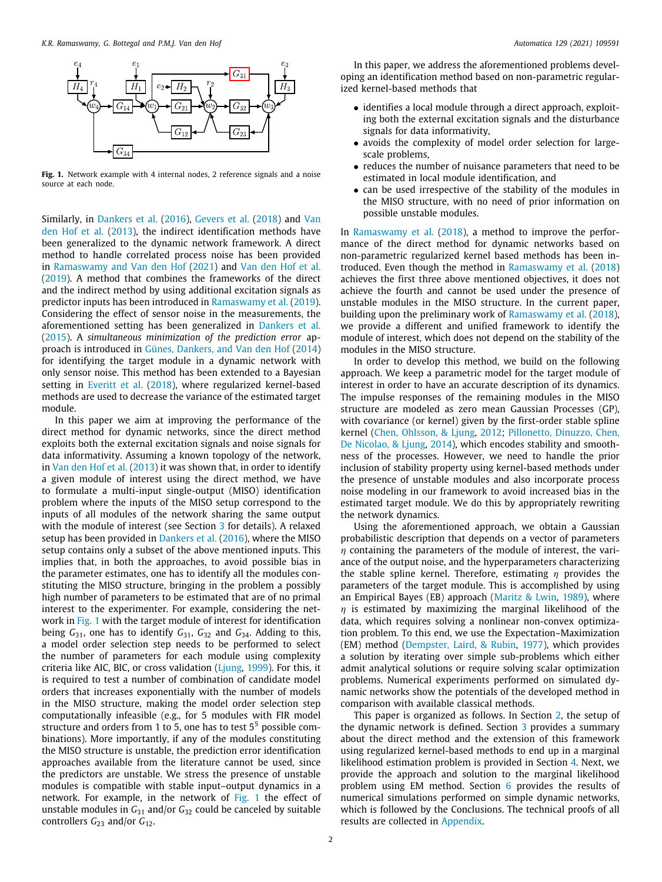**Fig. 1.** Network example with 4 internal nodes, 2 reference signals and a noise source at each node.

Similarly, in Dankers et al. (2016), Gevers et al. (2018) and Van den Hof et al. (2013), the indirect identification methods have been generalized to the dynamic network framework. A direct method to handle correlated process noise has been provided in Ramaswamy and Van den Hof (2021) and Van den Hof et al. (2019). A method that combines the frameworks of the direct and the indirect method by using additional excitation signals as predictor inputs has been introduced in Ramaswamy et al. (2019). Considering the effect of sensor noise in the measurements, the aforementioned setting has been generalized in Dankers et al. (2015). A *simultaneous minimization of the prediction error* approach is introduced in Günes, Dankers, and Van den Hof (2014) for identifying the target module in a dynamic network with only sensor noise. This method has been extended to a Bayesian setting in Everitt et al. (2018), where regularized kernel-based methods are used to decrease the variance of the estimated target module.

In this paper we aim at improving the performance of the direct method for dynamic networks, since the direct method exploits both the external excitation signals and noise signals for data informativity. Assuming a known topology of the network, in Van den Hof et al. (2013) it was shown that, in order to identify a given module of interest using the direct method, we have to formulate a multi-input single-output (MISO) identification problem where the inputs of the MISO setup correspond to the inputs of all modules of the network sharing the same output with the module of interest (see Section 3 for details). A relaxed setup has been provided in Dankers et al. (2016), where the MISO setup contains only a subset of the above mentioned inputs. This implies that, in both the approaches, to avoid possible bias in the parameter estimates, one has to identify all the modules constituting the MISO structure, bringing in the problem a possibly high number of parameters to be estimated that are of no primal interest to the experimenter. For example, considering the network in Fig. 1 with the target module of interest for identification being $G_{31}$, one has to identify $G_{31}$, $G_{32}$ and $G_{34}$. Adding to this, a model order selection step needs to be performed to select the number of parameters for each module using complexity criteria like AIC, BIC, or cross validation (Ljung, 1999). For this, it is required to test a number of combination of candidate model orders that increases exponentially with the number of models in the MISO structure, making the model order selection step computationally infeasible (e.g., for 5 modules with FIR model structure and orders from 1 to 5, one has to test $5^5$ possible combinations). More importantly, if any of the modules constituting the MISO structure is unstable, the prediction error identification approaches available from the literature cannot be used, since the predictors are unstable. We stress the presence of unstable modules is compatible with stable input–output dynamics in a network. For example, in the network of Fig. 1 the effect of unstable modules in $G_{31}$ and/or $G_{32}$ could be canceled by suitable controllers $G_{23}$ and/or $G_{12}$.

In this paper, we address the aforementioned problems developing an identification method based on non-parametric regularized kernel-based methods that

- identifies a local module through a direct approach, exploiting both the external excitation signals and the disturbance signals for data informativity,
- avoids the complexity of model order selection for large-scale problems,
- reduces the number of nuisance parameters that need to be estimated in local module identification, and
- can be used irrespective of the stability of the modules in the MISO structure, with no need of prior information on possible unstable modules.

In Ramaswamy et al. (2018), a method to improve the performance of the direct method for dynamic networks based on non-parametric regularized kernel based methods has been introduced. Even though the method in Ramaswamy et al. (2018) achieves the first three above mentioned objectives, it does not achieve the fourth and cannot be used under the presence of unstable modules in the MISO structure. In the current paper, building upon the preliminary work of Ramaswamy et al. (2018), we provide a different and unified framework to identify the module of interest, which does not depend on the stability of the modules in the MISO structure.

In order to develop this method, we build on the following approach. We keep a parametric model for the target module of interest in order to have an accurate description of its dynamics. The impulse responses of the remaining modules in the MISO structure are modeled as zero mean Gaussian Processes (GP), with covariance (or kernel) given by the first-order stable spline kernel (Chen, Ohlsson, & Ljung, 2012; Pillonetto, Dinuzzo, Chen, De Nicolao, & Ljung, 2014), which encodes stability and smoothness of the processes. However, we need to handle the prior inclusion of stability property using kernel-based methods under the presence of unstable modules and also incorporate process noise modeling in our framework to avoid increased bias in the estimated target module. We do this by appropriately rewriting the network dynamics.

Using the aforementioned approach, we obtain a Gaussian probabilistic description that depends on a vector of parameters $\eta$ containing the parameters of the module of interest, the variance of the output noise, and the hyperparameters characterizing the stable spline kernel. Therefore, estimating $\eta$ provides the parameters of the target module. This is accomplished by using an Empirical Bayes (EB) approach (Maritz & Lwin, 1989), where $\eta$ is estimated by maximizing the marginal likelihood of the data, which requires solving a nonlinear non-convex optimization problem. To this end, we use the Expectation–Maximization (EM) method (Dempster, Laird, & Rubin, 1977), which provides a solution by iterating over simple sub-problems which either admit analytical solutions or require solving scalar optimization problems. Numerical experiments performed on simulated dynamic networks show the potentials of the developed method in comparison with available classical methods.

This paper is organized as follows. In Section 2, the setup of the dynamic network is defined. Section 3 provides a summary about the direct method and the extension of this framework using regularized kernel-based methods to end up in a marginal likelihood estimation problem is provided in Section 4. Next, we provide the approach and solution to the marginal likelihood problem using EM method. Section 6 provides the results of numerical simulations performed on simple dynamic networks, which is followed by the Conclusions. The technical proofs of all results are collected in Appendix.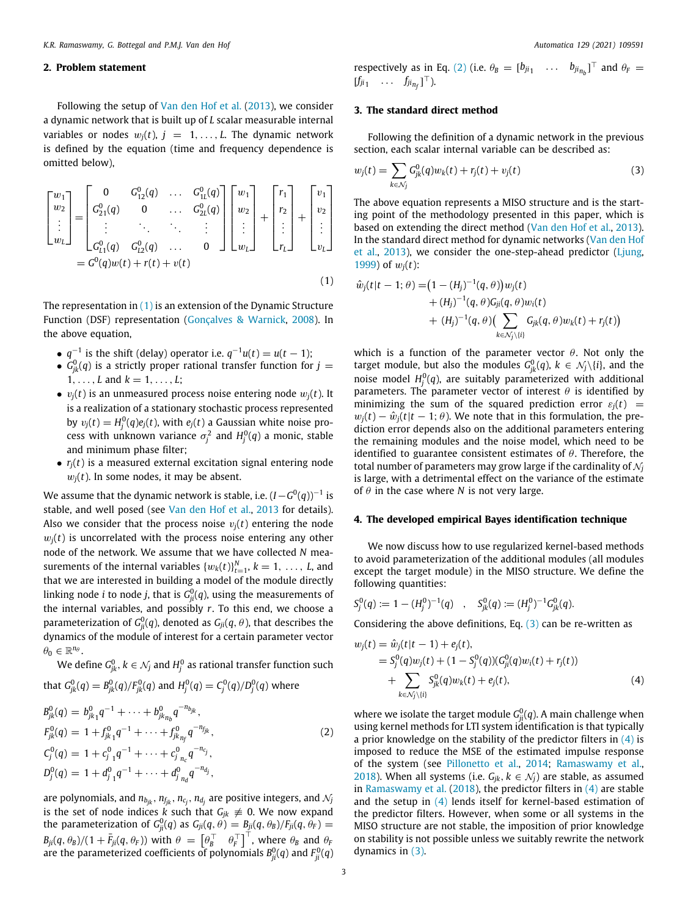## 2. Problem statement

Following the setup of Van den Hof et al. (2013), we consider a dynamic network that is built up of $L$ scalar measurable internal variables or nodes $w_j(t)$, $j = 1, \ldots, L$. The dynamic network is defined by the equation (time and frequency dependence is omitted below),

$$
\begin{bmatrix} w_1 \\ w_2 \\ \vdots \\ w_L \end{bmatrix} = \begin{bmatrix} 0 & G_{12}^0(q) & \ldots & G_{1L}^0(q) \\ G_{21}^0(q) & 0 & \ldots & G_{2L}^0(q) \\ \vdots & \ddots & \ddots & \vdots \\ G_{L1}^0(q) & G_{L2}^0(q) & \ldots & 0 \end{bmatrix} \begin{bmatrix} w_1 \\ w_2 \\ \vdots \\ w_L \end{bmatrix} + \begin{bmatrix} r_1 \\ r_2 \\ \vdots \\ r_L \end{bmatrix} + \begin{bmatrix} v_1 \\ v_2 \\ \vdots \\ v_L \end{bmatrix}
$$
$$
= G^0(q)w(t) + r(t) + v(t) \tag{1}
$$

The representation in (1) is an extension of the Dynamic Structure Function (DSF) representation (Gonçalves & Warnick, 2008). In the above equation,

- $q^{-1}$ is the shift (delay) operator i.e. $q^{-1}u(t) = u(t-1)$;
- $G_{jk}^0(q)$ is a strictly proper rational transfer function for $j = 1, \ldots, L$ and $k = 1, \ldots, L$;
- $v_j(t)$ is an unmeasured process noise entering node $w_j(t)$. It is a realization of a stationary stochastic process represented by $v_j(t) = H_j^0(q)e_j(t)$, with $e_j(t)$ a Gaussian white noise process with unknown variance $\sigma_j^2$ and $H_j^0(q)$ a monic, stable and minimum phase filter;
- $r_j(t)$ is a measured external excitation signal entering node $w_j(t)$. In some nodes, it may be absent.

We assume that the dynamic network is stable, i.e. $(I - G^0(q))^{-1}$ is stable, and well posed (see Van den Hof et al., 2013 for details). Also we consider that the process noise $v_j(t)$ entering the node $w_j(t)$ is uncorrelated with the process noise entering any other node of the network. We assume that we have collected $N$ measurements of the internal variables $\{w_k(t)\}_{t=1}^N$, $k = 1, \ldots, L$, and that we are interested in building a model of the module directly linking node $i$ to node $j$, that is $G_{ji}^0(q)$, using the measurements of the internal variables, and possibly $r$. To this end, we choose a parameterization of $G_{ji}^0(q)$, denoted as $G_{ji}(q, \theta)$, that describes the dynamics of the module of interest for a certain parameter vector $\theta_0 \in \mathbb{R}^{n_\theta}$.

We define $G_{jk}^0$, $k \in \mathcal{N}_j$ and $H_j^0$ as rational transfer function such that $G_{jk}^0(q) = B_{jk}^0(q)/F_{jk}^0(q)$ and $H_j^0(q) = C_j^0(q)/D_j^0(q)$ where

$$
\begin{aligned}
B_{jk}^0(q) &= b_{jk_1}^0 q^{-1} + \cdots + b_{jk_{n_b}}^0 q^{-n_{b_{jk}}}, \\
F_{jk}^0(q) &= 1 + f_{jk_1}^0 q^{-1} + \cdots + f_{jk_{n_f}}^0 q^{-n_{f_{jk}}}, \\
C_j^0(q) &= 1 + c_{j\,1}^0 q^{-1} + \cdots + c_{j\,n_c}^0 q^{-n_{c_j}}, \\
D_j^0(q) &= 1 + d_{j\,1}^0 q^{-1} + \cdots + d_{j\,n_d}^0 q^{-n_{d_j}},
\end{aligned} \tag{2}
$$

are polynomials, and $n_{b_{jk}}$, $n_{f_{jk}}$, $n_{c_j}$, $n_{d_j}$ are positive integers, and $\mathcal{N}_j$ is the set of node indices $k$ such that $G_{jk} \not\equiv 0$. We now expand the parameterization of $G_{ji}^0(q)$ as $G_{ji}(q, \theta) = B_{ji}(q, \theta_B)/F_{ji}(q, \theta_F) = B_{ji}(q, \theta_B)/(1 + \bar{F}_{ji}(q, \theta_F))$ with $\theta = \begin{bmatrix} \theta_B^\top & \theta_F^\top \end{bmatrix}^\top$, where $\theta_B$ and $\theta_F$ are the parameterized coefficients of polynomials $B_{ji}^0(q)$ and $F_{ji}^0(q)$ respectively as in Eq. (2) (i.e. $\theta_B = [b_{ji_1} \;\; \ldots \;\; b_{ji_{n_b}}]^\top$ and $\theta_F = [f_{ji_1} \;\; \ldots \;\; f_{ji_{n_f}}]^\top$).

## 3. The standard direct method

Following the definition of a dynamic network in the previous section, each scalar internal variable can be described as:

$$
w_j(t) = \sum_{k \in \mathcal{N}_j} G_{jk}^0(q) w_k(t) + r_j(t) + v_j(t) \tag{3}
$$

The above equation represents a MISO structure and is the starting point of the methodology presented in this paper, which is based on extending the direct method (Van den Hof et al., 2013). In the standard direct method for dynamic networks (Van den Hof et al., 2013), we consider the one-step-ahead predictor (Ljung, 1999) of $w_j(t)$:

$$
\begin{aligned}
\hat{w}_j(t|t-1; \theta) = &\big(1 - (H_j)^{-1}(q, \theta)\big) w_j(t) \\
&+ (H_j)^{-1}(q, \theta) G_{ji}(q, \theta) w_i(t) \\
&+ (H_j)^{-1}(q, \theta) \Big( \sum_{k \in \mathcal{N}_j \setminus \{i\}} G_{jk}(q, \theta) w_k(t) + r_j(t) \Big)
\end{aligned}
$$

which is a function of the parameter vector $\theta$. Not only the target module, but also the modules $G_{jk}^0(q)$, $k \in \mathcal{N}_j \setminus \{i\}$, and the noise model $H_j^0(q)$, are suitably parameterized with additional parameters. The parameter vector of interest $\theta$ is identified by minimizing the sum of the squared prediction error $\varepsilon_j(t) = w_j(t) - \hat{w}_j(t|t-1; \theta)$. We note that in this formulation, the prediction error depends also on the additional parameters entering the remaining modules and the noise model, which need to be identified to guarantee consistent estimates of $\theta$. Therefore, the total number of parameters may grow large if the cardinality of $\mathcal{N}_j$ is large, with a detrimental effect on the variance of the estimate of $\theta$ in the case where $N$ is not very large.

## 4. The developed empirical Bayes identification technique

We now discuss how to use regularized kernel-based methods to avoid parameterization of the additional modules (all modules except the target module) in the MISO structure. We define the following quantities:

$$
S_j^0(q) := 1 - (H_j^0)^{-1}(q) \quad , \quad S_{jk}^0(q) := (H_j^0)^{-1} G_{jk}^0(q).
$$

Considering the above definitions, Eq. (3) can be re-written as

$$
\begin{aligned}
w_j(t) &= \hat{w}_j(t|t-1) + e_j(t), \\
&= S_j^0(q) w_j(t) + (1 - S_j^0(q))(G_{ji}^0(q) w_i(t) + r_j(t)) \\
&\quad + \sum_{k \in \mathcal{N}_j \setminus \{i\}} S_{jk}^0(q) w_k(t) + e_j(t),
\end{aligned} \tag{4}
$$

where we isolate the target module $G_{ji}^0(q)$. A main challenge when using kernel methods for LTI system identification is that typically a prior knowledge on the stability of the predictor filters in (4) is imposed to reduce the MSE of the estimated impulse response of the system (see Pillonetto et al., 2014; Ramaswamy et al., 2018). When all systems (i.e. $G_{jk}$, $k \in \mathcal{N}_j$) are stable, as assumed in Ramaswamy et al. (2018), the predictor filters in (4) are stable and the setup in (4) lends itself for kernel-based estimation of the predictor filters. However, when some or all systems in the MISO structure are not stable, the imposition of prior knowledge on stability is not possible unless we suitably rewrite the network dynamics in (3).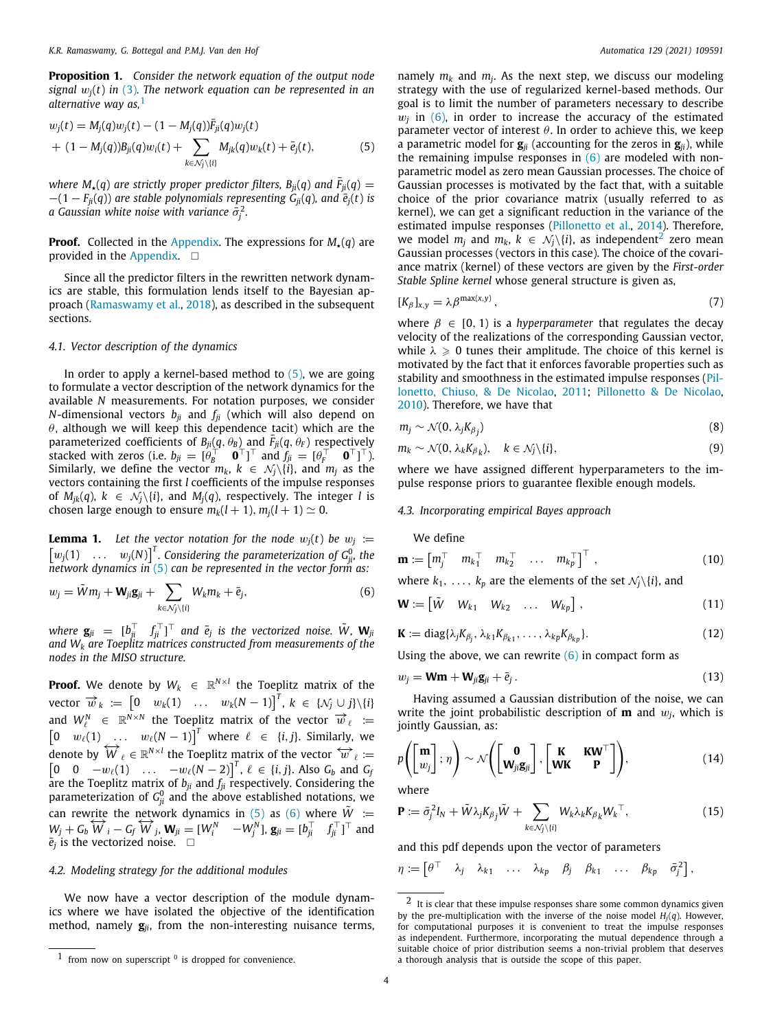**Proposition 1.** *Consider the network equation of the output node signal $w_j(t)$ in (3). The network equation can be represented in an alternative way as,*[1]

$$w_j(t) = M_j(q)w_j(t) - (1 - M_j(q))\bar{F}_{ji}(q)w_j(t)$$
$$+ (1 - M_j(q))B_{ji}(q)w_i(t) + \sum_{k \in \mathcal{N}_j \backslash \{i\}} M_{jk}(q)w_k(t) + \bar{e}_j(t), \quad (5)$$

*where $M_\star(q)$ are strictly proper predictor filters, $B_{ji}(q)$ and $\bar{F}_{ji}(q) = -(1 - F_{ji}(q))$ are stable polynomials representing $G_{ji}(q)$, and $\bar{e}_j(t)$ is a Gaussian white noise with variance $\bar{\sigma}_j^2$.*

**Proof.** Collected in the Appendix. The expressions for $M_\star(q)$ are provided in the Appendix. □

Since all the predictor filters in the rewritten network dynamics are stable, this formulation lends itself to the Bayesian approach (Ramaswamy et al., 2018), as described in the subsequent sections.

### 4.1. Vector description of the dynamics

In order to apply a kernel-based method to (5), we are going to formulate a vector description of the network dynamics for the available $N$ measurements. For notation purposes, we consider $N$-dimensional vectors $b_{ji}$ and $f_{ji}$ (which will also depend on $\theta$, although we will keep this dependence tacit) which are the parameterized coefficients of $B_{ji}(q, \theta_B)$ and $\bar{F}_{ji}(q, \theta_F)$ respectively stacked with zeros (i.e. $b_{ji} = [\theta_B^\top \quad \mathbf{0}^\top]^\top$ and $f_{ji} = [\theta_F^\top \quad \mathbf{0}^\top]^\top$). Similarly, we define the vector $m_k$, $k \in \mathcal{N}_j \backslash \{i\}$, and $m_j$ as the vectors containing the first $l$ coefficients of the impulse responses of $M_{jk}(q)$, $k \in \mathcal{N}_j \backslash \{i\}$, and $M_j(q)$, respectively. The integer $l$ is chosen large enough to ensure $m_k(l+1), m_j(l+1) \simeq 0$.

**Lemma 1.** *Let the vector notation for the node $w_j(t)$ be $w_j := \begin{bmatrix} w_j(1) & \dots & w_j(N) \end{bmatrix}^T$. Considering the parameterization of $G_{ji}^0$, the network dynamics in (5) can be represented in the vector form as:*

$$w_j = \tilde{W} m_j + \mathbf{W}_{ji}\mathbf{g}_{ji} + \sum_{k \in \mathcal{N}_j \backslash \{i\}} W_k m_k + \bar{e}_j, \quad (6)$$

*where $\mathbf{g}_{ji} = [b_{ji}^\top \quad f_{ji}^\top]^\top$ and $\bar{e}_j$ is the vectorized noise. $\tilde{W}$, $\mathbf{W}_{ji}$ and $W_k$ are Toeplitz matrices constructed from measurements of the nodes in the MISO structure.*

**Proof.** We denote by $W_k \in \mathbb{R}^{N \times l}$ the Toeplitz matrix of the vector $\overrightarrow{w}_k := \begin{bmatrix} 0 & w_k(1) & \dots & w_k(N-1) \end{bmatrix}^T$, $k \in \{\mathcal{N}_j \cup j\} \backslash \{i\}$ and $W_\ell^N \in \mathbb{R}^{N \times N}$ the Toeplitz matrix of the vector $\overrightarrow{w}_\ell := \begin{bmatrix} 0 & w_\ell(1) & \dots & w_\ell(N-1) \end{bmatrix}^T$ where $\ell \in \{i, j\}$. Similarly, we denote by $\overleftrightarrow{W}_\ell \in \mathbb{R}^{N \times l}$ the Toeplitz matrix of the vector $\overleftrightarrow{w}_\ell := \begin{bmatrix} 0 & 0 & -w_\ell(1) & \dots & -w_\ell(N-2) \end{bmatrix}^T$, $\ell \in \{i, j\}$. Also $G_b$ and $G_f$ are the Toeplitz matrix of $b_{ji}$ and $f_{ji}$ respectively. Considering the parameterization of $G_{ji}^0$ and the above established notations, we can rewrite the network dynamics in (5) as (6) where $\tilde{W} := W_j + G_b \overleftrightarrow{W}_i - G_f \overleftrightarrow{W}_j$, $\mathbf{W}_{ji} = [W_i^N \quad -W_j^N]$, $\mathbf{g}_{ji} = [b_{ji}^\top \quad f_{ji}^\top]^\top$ and $\bar{e}_j$ is the vectorized noise. □

### 4.2. Modeling strategy for the additional modules

We now have a vector description of the module dynamics where we have isolated the objective of the identification method, namely $\mathbf{g}_{ji}$, from the non-interesting nuisance terms, namely $m_k$ and $m_j$. As the next step, we discuss our modeling strategy with the use of regularized kernel-based methods. Our goal is to limit the number of parameters necessary to describe $w_j$ in (6), in order to increase the accuracy of the estimated parameter vector of interest $\theta$. In order to achieve this, we keep a parametric model for $\mathbf{g}_{ji}$ (accounting for the zeros in $\mathbf{g}_{ji}$), while the remaining impulse responses in (6) are modeled with non-parametric model as zero mean Gaussian processes. The choice of Gaussian processes is motivated by the fact that, with a suitable choice of the prior covariance matrix (usually referred to as kernel), we can get a significant reduction in the variance of the estimated impulse responses (Pillonetto et al., 2014). Therefore, we model $m_j$ and $m_k$, $k \in \mathcal{N}_j \backslash \{i\}$, as independent[2] zero mean Gaussian processes (vectors in this case). The choice of the covariance matrix (kernel) of these vectors are given by the *First-order Stable Spline kernel* whose general structure is given as,

$$[K_\beta]_{x,y} = \lambda \beta^{\max(x,y)}, \quad (7)$$

where $\beta \in [0, 1)$ is a *hyperparameter* that regulates the decay velocity of the realizations of the corresponding Gaussian vector, while $\lambda \geqslant 0$ tunes their amplitude. The choice of this kernel is motivated by the fact that it enforces favorable properties such as stability and smoothness in the estimated impulse responses (Pillonetto, Chiuso, & De Nicolao, 2011; Pillonetto & De Nicolao, 2010). Therefore, we have that

$$m_j \sim \mathcal{N}(0, \lambda_j K_{\beta_j}) \quad (8)$$

$$m_k \sim \mathcal{N}(0, \lambda_k K_{\beta_k}), \quad k \in \mathcal{N}_j \backslash \{i\}, \quad (9)$$

where we have assigned different hyperparameters to the impulse response priors to guarantee flexible enough models.

### 4.3. Incorporating empirical Bayes approach

We define

$$\mathbf{m} := \begin{bmatrix} m_j^\top & m_{k_1}^\top & m_{k_2}^\top & \dots & m_{k_p}^\top \end{bmatrix}^\top, \quad (10)$$

where $k_1, \dots, k_p$ are the elements of the set $\mathcal{N}_j \backslash \{i\}$, and

$$\mathbf{W} := \begin{bmatrix} \tilde{W} & W_{k1} & W_{k2} & \dots & W_{kp} \end{bmatrix}, \quad (11)$$

$$\mathbf{K} := \text{diag}\{\lambda_j K_{\beta_j}, \lambda_{k1} K_{\beta_{k1}}, \dots, \lambda_{kp} K_{\beta_{kp}}\}. \quad (12)$$

Using the above, we can rewrite (6) in compact form as

$$w_j = \mathbf{W}\mathbf{m} + \mathbf{W}_{ji}\mathbf{g}_{ji} + \bar{e}_j. \quad (13)$$

Having assumed a Gaussian distribution of the noise, we can write the joint probabilistic description of $\mathbf{m}$ and $w_j$, which is jointly Gaussian, as:

$$p\left(\begin{bmatrix} \mathbf{m} \\ w_j \end{bmatrix}; \eta\right) \sim \mathcal{N}\left(\begin{bmatrix} \mathbf{0} \\ \mathbf{W}_{ji}\mathbf{g}_{ji} \end{bmatrix}, \begin{bmatrix} \mathbf{K} & \mathbf{K}\mathbf{W}^\top \\ \mathbf{W}\mathbf{K} & \mathbf{P} \end{bmatrix}\right), \quad (14)$$

where

$$\mathbf{P} := \bar{\sigma}_j^2 I_N + \tilde{W}\lambda_j K_{\beta_j}\tilde{W} + \sum_{k \in \mathcal{N}_j \backslash \{i\}} W_k \lambda_k K_{\beta_k} W_k^\top, \quad (15)$$

and this pdf depends upon the vector of parameters

$$\eta := \begin{bmatrix} \theta^\top & \lambda_j & \lambda_{k1} & \dots & \lambda_{kp} & \beta_j & \beta_{k1} & \dots & \beta_{kp} & \bar{\sigma}_j^2 \end{bmatrix},$$

---

[1] from now on superscript $^0$ is dropped for convenience.

[2] It is clear that these impulse responses share some common dynamics given by the pre-multiplication with the inverse of the noise model $H_j(q)$. However, for computational purposes it is convenient to treat the impulse responses as independent. Furthermore, incorporating the mutual dependence through a suitable choice of prior distribution seems a non-trivial problem that deserves a thorough analysis that is outside the scope of this paper.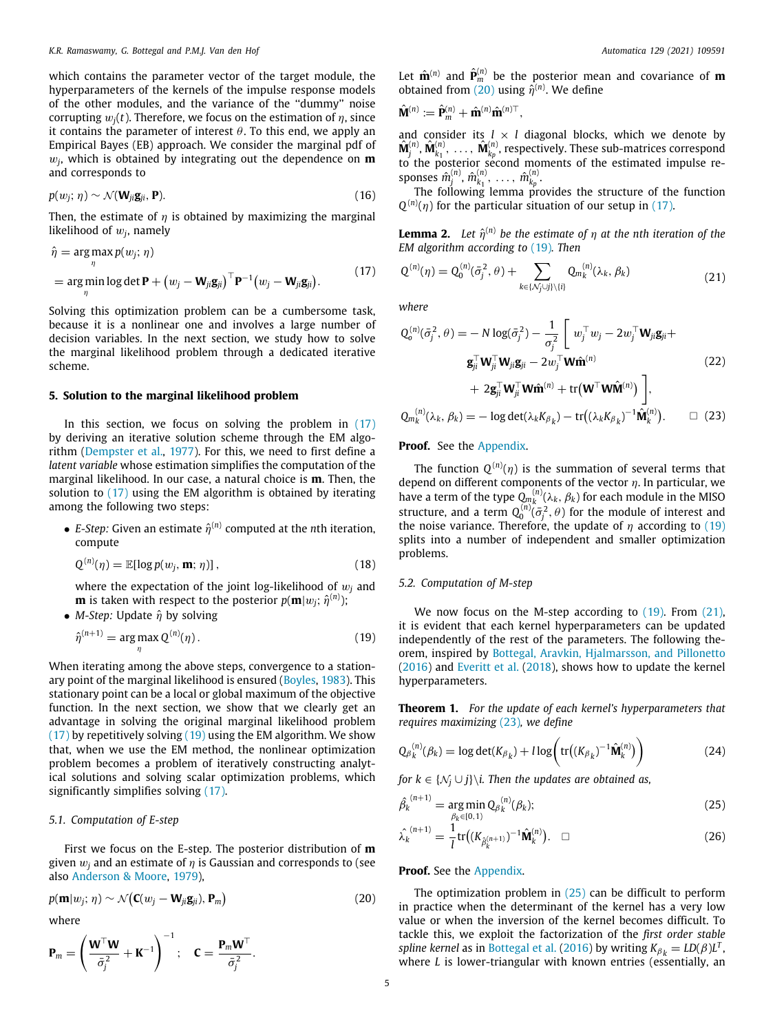which contains the parameter vector of the target module, the hyperparameters of the kernels of the impulse response models of the other modules, and the variance of the "dummy" noise corrupting $w_j(t)$. Therefore, we focus on the estimation of $\eta$, since it contains the parameter of interest $\theta$. To this end, we apply an Empirical Bayes (EB) approach. We consider the marginal pdf of $w_j$, which is obtained by integrating out the dependence on $\mathbf{m}$ and corresponds to

$$p(w_j;\eta) \sim \mathcal{N}(\mathbf{W}_{ji}\mathbf{g}_{ji}, \mathbf{P}). \tag{16}$$

Then, the estimate of $\eta$ is obtained by maximizing the marginal likelihood of $w_j$, namely

$$\begin{aligned}\hat{\eta} &= \arg\max_{\eta} p(w_j;\eta) \\ &= \arg\min_{\eta} \log\det\mathbf{P} + \left(w_j - \mathbf{W}_{ji}\mathbf{g}_{ji}\right)^\top \mathbf{P}^{-1}\left(w_j - \mathbf{W}_{ji}\mathbf{g}_{ji}\right).\end{aligned} \tag{17}$$

Solving this optimization problem can be a cumbersome task, because it is a nonlinear one and involves a large number of decision variables. In the next section, we study how to solve the marginal likelihood problem through a dedicated iterative scheme.

## 5. Solution to the marginal likelihood problem

In this section, we focus on solving the problem in (17) by deriving an iterative solution scheme through the EM algorithm (Dempster et al., 1977). For this, we need to first define a *latent variable* whose estimation simplifies the computation of the marginal likelihood. In our case, a natural choice is $\mathbf{m}$. Then, the solution to (17) using the EM algorithm is obtained by iterating among the following two steps:

- *E-Step:* Given an estimate $\hat{\eta}^{(n)}$ computed at the $n$th iteration, compute

$$Q^{(n)}(\eta) = \mathbb{E}[\log p(w_j, \mathbf{m}; \eta)]\,, \tag{18}$$

  where the expectation of the joint log-likelihood of $w_j$ and $\mathbf{m}$ is taken with respect to the posterior $p(\mathbf{m}|w_j;\hat{\eta}^{(n)})$;
- *M-Step:* Update $\hat{\eta}$ by solving

$$\hat{\eta}^{(n+1)} = \arg\max_{\eta} Q^{(n)}(\eta)\,. \tag{19}$$

When iterating among the above steps, convergence to a stationary point of the marginal likelihood is ensured (Boyles, 1983). This stationary point can be a local or global maximum of the objective function. In the next section, we show that we clearly get an advantage in solving the original marginal likelihood problem (17) by repetitively solving (19) using the EM algorithm. We show that, when we use the EM method, the nonlinear optimization problem becomes a problem of iteratively constructing analytical solutions and solving scalar optimization problems, which significantly simplifies solving (17).

### 5.1. Computation of E-step

First we focus on the E-step. The posterior distribution of $\mathbf{m}$ given $w_j$ and an estimate of $\eta$ is Gaussian and corresponds to (see also Anderson & Moore, 1979),

$$p(\mathbf{m}|w_j;\eta) \sim \mathcal{N}\left(\mathbf{C}(w_j - \mathbf{W}_{ji}\mathbf{g}_{ji}), \mathbf{P}_m\right) \tag{20}$$

where

$$\mathbf{P}_m = \left(\frac{\mathbf{W}^\top\mathbf{W}}{\bar{\sigma}_j^2} + \mathbf{K}^{-1}\right)^{-1}; \quad \mathbf{C} = \frac{\mathbf{P}_m\mathbf{W}^\top}{\bar{\sigma}_j^2}.$$

Let $\hat{\mathbf{m}}^{(n)}$ and $\hat{\mathbf{P}}_m^{(n)}$ be the posterior mean and covariance of $\mathbf{m}$ obtained from (20) using $\hat{\eta}^{(n)}$. We define

$$\hat{\mathbf{M}}^{(n)} := \hat{\mathbf{P}}_m^{(n)} + \hat{\mathbf{m}}^{(n)}\hat{\mathbf{m}}^{(n)\top},$$

and consider its $l \times l$ diagonal blocks, which we denote by $\hat{\mathbf{M}}_j^{(n)}, \hat{\mathbf{M}}_{k_1}^{(n)}, \ldots, \hat{\mathbf{M}}_{k_p}^{(n)}$, respectively. These sub-matrices correspond to the posterior second moments of the estimated impulse responses $\hat{m}_j^{(n)}, \hat{m}_{k_1}^{(n)}, \ldots, \hat{m}_{k_p}^{(n)}$.

The following lemma provides the structure of the function $Q^{(n)}(\eta)$ for the particular situation of our setup in (17).

**Lemma 2.** *Let $\hat{\eta}^{(n)}$ be the estimate of $\eta$ at the nth iteration of the EM algorithm according to (19). Then*

$$Q^{(n)}(\eta) = Q_0^{(n)}(\bar{\sigma}_j^2, \theta) + \sum_{k\in\{\mathcal{N}_j\cup j\}\setminus\{i\}} Q_{m_k}^{(n)}(\lambda_k, \beta_k) \tag{21}$$

*where*

$$\begin{aligned} Q_o^{(n)}(\bar{\sigma}_j^2, \theta) = &-N\log(\bar{\sigma}_j^2) - \frac{1}{\bar{\sigma}_j^2}\Bigg[ w_j^\top w_j - 2w_j^\top\mathbf{W}_{ji}\mathbf{g}_{ji} + \\ &\mathbf{g}_{ji}^\top\mathbf{W}_{ji}^\top\mathbf{W}_{ji}\mathbf{g}_{ji} - 2w_j^\top\mathbf{W}\hat{\mathbf{m}}^{(n)} \\ &+ 2\mathbf{g}_{ji}^\top\mathbf{W}_{ji}^\top\mathbf{W}\hat{\mathbf{m}}^{(n)} + \mathrm{tr}\left(\mathbf{W}^\top\mathbf{W}\hat{\mathbf{M}}^{(n)}\right)\Bigg], \end{aligned} \tag{22}$$

$$Q_{m_k}^{(n)}(\lambda_k, \beta_k) = -\log\det(\lambda_k K_{\beta_k}) - \mathrm{tr}\left((\lambda_k K_{\beta_k})^{-1}\hat{\mathbf{M}}_k^{(n)}\right). \quad \square \tag{23}$$

**Proof.** See the Appendix.

The function $Q^{(n)}(\eta)$ is the summation of several terms that depend on different components of the vector $\eta$. In particular, we have a term of the type $Q_{m_k}^{(n)}(\lambda_k, \beta_k)$ for each module in the MISO structure, and a term $Q_0^{(n)}(\bar{\sigma}_j^2, \theta)$ for the module of interest and the noise variance. Therefore, the update of $\eta$ according to (19) splits into a number of independent and smaller optimization problems.

### 5.2. Computation of M-step

We now focus on the M-step according to (19). From (21), it is evident that each kernel hyperparameters can be updated independently of the rest of the parameters. The following theorem, inspired by Bottegal, Aravkin, Hjalmarsson, and Pillonetto (2016) and Everitt et al. (2018), shows how to update the kernel hyperparameters.

**Theorem 1.** *For the update of each kernel's hyperparameters that requires maximizing (23), we define*

$$Q_{\beta_k}^{(n)}(\beta_k) = \log\det(K_{\beta_k}) + l\log\left(\mathrm{tr}\left((K_{\beta_k})^{-1}\hat{\mathbf{M}}_k^{(n)}\right)\right) \tag{24}$$

*for $k \in \{\mathcal{N}_j \cup j\}\setminus i$. Then the updates are obtained as,*

$$\hat{\beta}_k^{(n+1)} = \arg\min_{\beta_k\in[0,1)} Q_{\beta_k}^{(n)}(\beta_k); \tag{25}$$

$$\hat{\lambda}_k^{(n+1)} = \frac{1}{l}\mathrm{tr}\left((K_{\hat{\beta}_k^{(n+1)}})^{-1}\hat{\mathbf{M}}_k^{(n)}\right). \quad \square \tag{26}$$

**Proof.** See the Appendix.

The optimization problem in (25) can be difficult to perform in practice when the determinant of the kernel has a very low value or when the inversion of the kernel becomes difficult. To tackle this, we exploit the factorization of the *first order stable spline kernel* as in Bottegal et al. (2016) by writing $K_{\beta_k} = LD(\beta)L^T$, where $L$ is lower-triangular with known entries (essentially, an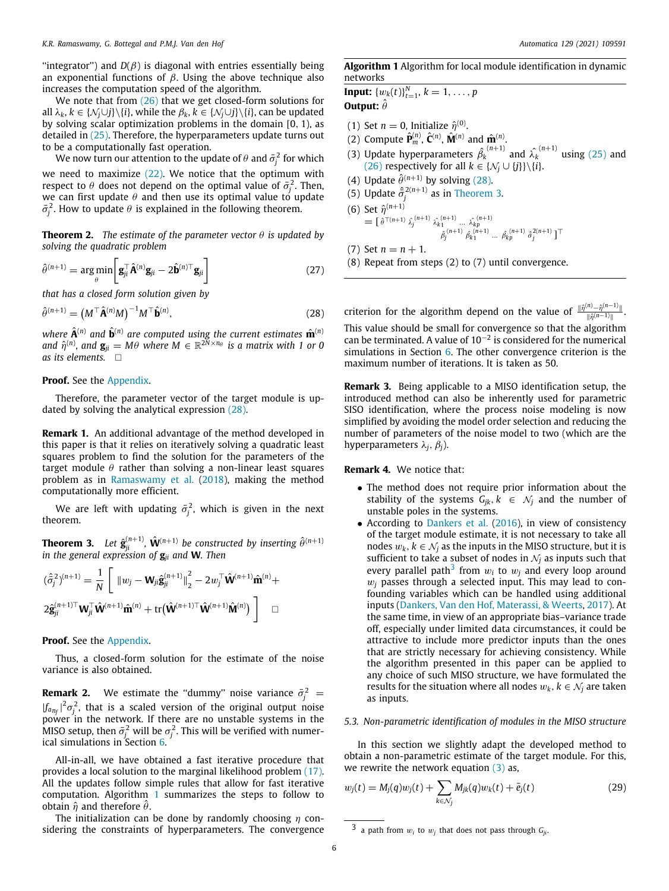"integrator") and $D(\beta)$ is diagonal with entries essentially being an exponential functions of $\beta$. Using the above technique also increases the computation speed of the algorithm.

We note that from (26) that we get closed-form solutions for all $\lambda_k, k \in \{\mathcal{N}_j \cup j\} \backslash \{i\}$, while the $\beta_k, k \in \{\mathcal{N}_j \cup j\} \backslash \{i\}$, can be updated by solving scalar optimization problems in the domain $[0, 1)$, as detailed in (25). Therefore, the hyperparameters update turns out to be a computationally fast operation.

We now turn our attention to the update of $\theta$ and $\bar{\sigma}_j^2$ for which we need to maximize (22). We notice that the optimum with respect to $\theta$ does not depend on the optimal value of $\bar{\sigma}_j^2$. Then, we can first update $\theta$ and then use its optimal value to update $\bar{\sigma}_j^2$. How to update $\theta$ is explained in the following theorem.

**Theorem 2.** *The estimate of the parameter vector $\theta$ is updated by solving the quadratic problem*

$$\hat{\theta}^{(n+1)} = \arg\min_{\theta} \left[ \mathbf{g}_{ji}^\top \hat{\mathbf{A}}^{(n)} \mathbf{g}_{ji} - 2\hat{\mathbf{b}}^{(n)\top} \mathbf{g}_{ji} \right] \tag{27}$$

*that has a closed form solution given by*

$$\hat{\theta}^{(n+1)} = \left( M^\top \hat{\mathbf{A}}^{(n)} M \right)^{-1} M^\top \hat{\mathbf{b}}^{(n)}, \tag{28}$$

*where $\hat{\mathbf{A}}^{(n)}$ and $\hat{\mathbf{b}}^{(n)}$ are computed using the current estimates $\hat{\mathbf{m}}^{(n)}$ and $\hat{\eta}^{(n)}$, and $\mathbf{g}_{ji} = M\theta$ where $M \in \mathbb{R}^{2N \times n_\theta}$ is a matrix with 1 or 0 as its elements.* □

**Proof.** See the Appendix.

Therefore, the parameter vector of the target module is updated by solving the analytical expression (28).

**Remark 1.** An additional advantage of the method developed in this paper is that it relies on iteratively solving a quadratic least squares problem to find the solution for the parameters of the target module $\theta$ rather than solving a non-linear least squares problem as in Ramaswamy et al. (2018), making the method computationally more efficient.

We are left with updating $\bar{\sigma}_j^2$, which is given in the next theorem.

**Theorem 3.** *Let $\hat{\mathbf{g}}_{ji}^{(n+1)}$, $\hat{\mathbf{W}}^{(n+1)}$ be constructed by inserting $\hat{\theta}^{(n+1)}$ in the general expression of $\mathbf{g}_{ji}$ and $\mathbf{W}$. Then*

$$(\hat{\bar{\sigma}}_j^2)^{(n+1)} = \frac{1}{N} \Big[ \, \| w_j - \mathbf{W}_{ji} \hat{\mathbf{g}}_{ji}^{(n+1)} \|_2^2 - 2 w_j^\top \hat{\mathbf{W}}^{(n+1)} \hat{\mathbf{m}}^{(n)} + 2 \hat{\mathbf{g}}_{ji}^{(n+1)\top} \mathbf{W}_{ji}^\top \hat{\mathbf{W}}^{(n+1)} \hat{\mathbf{m}}^{(n)} + \mathrm{tr}\big( \hat{\mathbf{W}}^{(n+1)\top} \hat{\mathbf{W}}^{(n+1)} \hat{\mathbf{M}}^{(n)} \big) \Big] \quad \square$$

**Proof.** See the Appendix.

Thus, a closed-form solution for the estimate of the noise variance is also obtained.

**Remark 2.** We estimate the "dummy" noise variance $\bar{\sigma}_j^2 = |f_{a_{n_f}}|^2 \sigma_j^2$, that is a scaled version of the original output noise power in the network. If there are no unstable systems in the MISO setup, then $\bar{\sigma}_j^2$ will be $\sigma_j^2$. This will be verified with numerical simulations in Section 6.

All-in-all, we have obtained a fast iterative procedure that provides a local solution to the marginal likelihood problem (17). All the updates follow simple rules that allow for fast iterative computation. Algorithm 1 summarizes the steps to follow to obtain $\hat{\eta}$ and therefore $\hat{\theta}$.

The initialization can be done by randomly choosing $\eta$ considering the constraints of hyperparameters. The convergence criterion for the algorithm depend on the value of $\frac{\|\hat{\eta}^{(n)} - \hat{\eta}^{(n-1)}\|}{\|\hat{\eta}^{(n-1)}\|}$. This value should be small for convergence so that the algorithm can be terminated. A value of $10^{-2}$ is considered for the numerical simulations in Section 6. The other convergence criterion is the maximum number of iterations. It is taken as 50.

**Algorithm 1** Algorithm for local module identification in dynamic networks

**Input:** $\{w_k(t)\}_{t=1}^N$, $k = 1, \ldots, p$
**Output:** $\hat{\theta}$

(1) Set $n = 0$, Initialize $\hat{\eta}^{(0)}$.
(2) Compute $\hat{\mathbf{P}}_m^{(n)}$, $\hat{\mathbf{C}}^{(n)}$, $\hat{\mathbf{M}}^{(n)}$ and $\hat{\mathbf{m}}^{(n)}$.
(3) Update hyperparameters $\hat{\beta}_k^{(n+1)}$ and $\hat{\lambda}_k^{(n+1)}$ using (25) and (26) respectively for all $k \in \{\mathcal{N}_j \cup \{j\}\} \backslash \{i\}$.
(4) Update $\hat{\theta}^{(n+1)}$ by solving (28).
(5) Update $\hat{\bar{\sigma}}_j^{2(n+1)}$ as in Theorem 3.
(6) Set $\hat{\eta}^{(n+1)} = [\, \hat{\theta}^{\top(n+1)} \; \hat{\lambda}_j^{(n+1)} \; \hat{\lambda}_{k1}^{(n+1)} \ldots \hat{\lambda}_{kp}^{(n+1)} \; \hat{\beta}_j^{(n+1)} \; \hat{\beta}_{k1}^{(n+1)} \ldots \hat{\beta}_{kp}^{(n+1)} \; \hat{\bar{\sigma}}_j^{2(n+1)} \,]^\top$
(7) Set $n = n + 1$.
(8) Repeat from steps (2) to (7) until convergence.

**Remark 3.** Being applicable to a MISO identification setup, the introduced method can also be inherently used for parametric SISO identification, where the process noise modeling is now simplified by avoiding the model order selection and reducing the number of parameters of the noise model to two (which are the hyperparameters $\lambda_j$, $\beta_j$).

**Remark 4.** We notice that:

- The method does not require prior information about the stability of the systems $G_{jk}, k \in \mathcal{N}_j$ and the number of unstable poles in the systems.
- According to Dankers et al. (2016), in view of consistency of the target module estimate, it is not necessary to take all nodes $w_k, k \in \mathcal{N}_j$ as the inputs in the MISO structure, but it is sufficient to take a subset of nodes in $\mathcal{N}_j$ as inputs such that every parallel path[3] from $w_i$ to $w_j$ and every loop around $w_j$ passes through a selected input. This may lead to confounding variables which can be handled using additional inputs (Dankers, Van den Hof, Materassi, & Weerts, 2017). At the same time, in view of an appropriate bias–variance trade off, especially under limited data circumstances, it could be attractive to include more predictor inputs than the ones that are strictly necessary for achieving consistency. While the algorithm presented in this paper can be applied to any choice of such MISO structure, we have formulated the results for the situation where all nodes $w_k, k \in \mathcal{N}_j$ are taken as inputs.

### 5.3. Non-parametric identification of modules in the MISO structure

In this section we slightly adapt the developed method to obtain a non-parametric estimate of the target module. For this, we rewrite the network equation (3) as,

$$w_j(t) = M_j(q) w_j(t) + \sum_{k \in \mathcal{N}_j} M_{jk}(q) w_k(t) + \bar{e}_j(t) \tag{29}$$

[3] a path from $w_i$ to $w_j$ that does not pass through $G_{ji}$.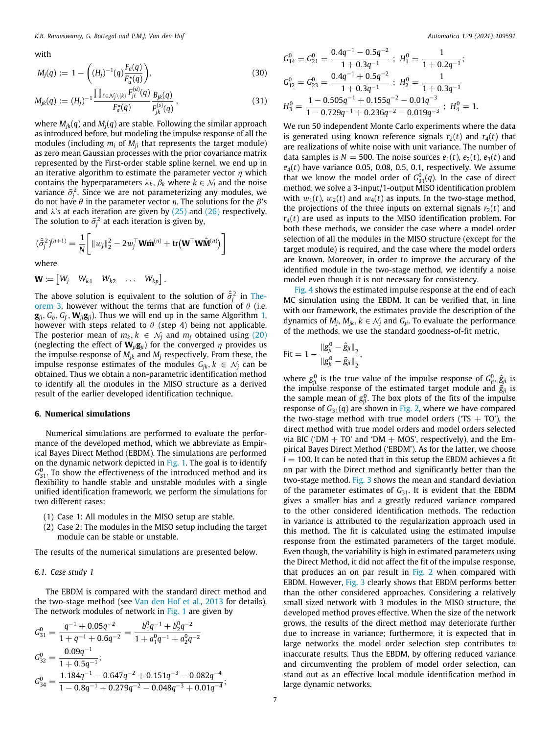with

$$M_j(q) := 1 - \left((H_j)^{-1}(q)\frac{F_a(q)}{F_a^\star(q)}\right), \tag{30}$$

$$M_{jk}(q) := (H_j)^{-1}\frac{\prod_{\ell\in\mathcal{N}_j\setminus\{k\}} F_{j\ell}^{(a)}(q)}{F_a^\star(q)}\frac{B_{jk}(q)}{F_{jk}^{(s)}(q)}, \tag{31}$$

where $M_{jk}(q)$ and $M_j(q)$ are stable. Following the similar approach as introduced before, but modeling the impulse response of all the modules (including $m_i$ of $M_{ji}$ that represents the target module) as zero mean Gaussian processes with the prior covariance matrix represented by the First-order stable spline kernel, we end up in an iterative algorithm to estimate the parameter vector $\eta$ which contains the hyperparameters $\lambda_k$, $\beta_k$ where $k \in \mathcal{N}_j$ and the noise variance $\bar{\sigma}_j^2$. Since we are not parameterizing any modules, we do not have $\theta$ in the parameter vector $\eta$. The solutions for the $\beta$'s and $\lambda$'s at each iteration are given by (25) and (26) respectively. The solution to $\bar{\sigma}_j^2$ at each iteration is given by,

$$(\hat{\bar{\sigma}}_j^2)^{(n+1)} = \frac{1}{N}\left[\|w_j\|_2^2 - 2w_j^\top \mathbf{W}\hat{\mathbf{m}}^{(n)} + \text{tr}\left(\mathbf{W}^\top\mathbf{W}\hat{\mathbf{M}}^{(n)}\right)\right]$$

where

$$\mathbf{W} := \begin{bmatrix} W_j & W_{k1} & W_{k2} & \dots & W_{kp}\end{bmatrix}.$$

The above solution is equivalent to the solution of $\hat{\bar{\sigma}}_j^2$ in Theorem 3, however without the terms that are function of $\theta$ (i.e. $\mathbf{g}_{ji}$, $G_b$, $G_f$, $\mathbf{W}_{ji}\mathbf{g}_{ji}$). Thus we will end up in the same Algorithm 1, however with steps related to $\theta$ (step 4) being not applicable. The posterior mean of $m_k, k \in \mathcal{N}_j$ and $m_j$ obtained using (20) (neglecting the effect of $\mathbf{W}_{ji}\mathbf{g}_{ji}$) for the converged $\eta$ provides us the impulse response of $M_{jk}$ and $M_j$ respectively. From these, the impulse response estimates of the modules $G_{jk}, k \in \mathcal{N}_j$ can be obtained. Thus we obtain a non-parametric identification method to identify all the modules in the MISO structure as a derived result of the earlier developed identification technique.

## 6. Numerical simulations

Numerical simulations are performed to evaluate the performance of the developed method, which we abbreviate as Empirical Bayes Direct Method (EBDM). The simulations are performed on the dynamic network depicted in Fig. 1. The goal is to identify $G_{31}^0$. To show the effectiveness of the introduced method and its flexibility to handle stable and unstable modules with a single unified identification framework, we perform the simulations for two different cases:

1. Case 1: All modules in the MISO setup are stable.
2. Case 2: The modules in the MISO setup including the target module can be stable or unstable.

The results of the numerical simulations are presented below.

### 6.1. Case study 1

The EBDM is compared with the standard direct method and the two-stage method (see Van den Hof et al., 2013 for details). The network modules of network in Fig. 1 are given by

$$G_{31}^0 = \frac{q^{-1} + 0.05q^{-2}}{1 + q^{-1} + 0.6q^{-2}} = \frac{b_1^0 q^{-1} + b_2^0 q^{-2}}{1 + a_1^0 q^{-1} + a_2^0 q^{-2}}$$

$$G_{32}^0 = \frac{0.09q^{-1}}{1 + 0.5q^{-1}};$$

$$G_{34}^0 = \frac{1.184q^{-1} - 0.647q^{-2} + 0.151q^{-3} - 0.082q^{-4}}{1 - 0.8q^{-1} + 0.279q^{-2} - 0.048q^{-3} + 0.01q^{-4}};$$

$$G_{14}^0 = G_{21}^0 = \frac{0.4q^{-1} - 0.5q^{-2}}{1 + 0.3q^{-1}}\ ;\ H_1^0 = \frac{1}{1 + 0.2q^{-1}};$$

$$G_{12}^0 = G_{23}^0 = \frac{0.4q^{-1} + 0.5q^{-2}}{1 + 0.3q^{-1}}\ ;\ H_2^0 = \frac{1}{1 + 0.3q^{-1}}$$

$$H_3^0 = \frac{1 - 0.505q^{-1} + 0.155q^{-2} - 0.01q^{-3}}{1 - 0.729q^{-1} + 0.236q^{-2} - 0.019q^{-3}}\ ;\ H_4^0 = 1.$$

We run 50 independent Monte Carlo experiments where the data is generated using known reference signals $r_2(t)$ and $r_4(t)$ that are realizations of white noise with unit variance. The number of data samples is $N = 500$. The noise sources $e_1(t)$, $e_2(t)$, $e_3(t)$ and $e_4(t)$ have variance 0.05, 0.08, 0.5, 0.1, respectively. We assume that we know the model order of $G_{31}^0(q)$. In the case of direct method, we solve a 3-input/1-output MISO identification problem with $w_1(t)$, $w_2(t)$ and $w_4(t)$ as inputs. In the two-stage method, the projections of the three inputs on external signals $r_2(t)$ and $r_4(t)$ are used as inputs to the MISO identification problem. For both these methods, we consider the case where a model order selection of all the modules in the MISO structure (except for the target module) is required, and the case where the model orders are known. Moreover, in order to improve the accuracy of the identified module in the two-stage method, we identify a noise model even though it is not necessary for consistency.

Fig. 4 shows the estimated impulse response at the end of each MC simulation using the EBDM. It can be verified that, in line with our framework, the estimates provide the description of the dynamics of $M_j$, $M_{jk}$, $k \in \mathcal{N}_j$ and $G_{ji}$. To evaluate the performance of the methods, we use the standard goodness-of-fit metric,

$$\text{Fit} = 1 - \frac{\|g_{ji}^0 - \hat{g}_{ji}\|_2}{\|g_{ji}^0 - \bar{g}_{ji}\|_2},$$

where $g_{ji}^0$ is the true value of the impulse response of $G_{ji}^0$, $\hat{g}_{ji}$ is the impulse response of the estimated target module and $\bar{g}_{ji}$ is the sample mean of $g_{ji}^0$. The box plots of the fits of the impulse response of $G_{31}(q)$ are shown in Fig. 2, where we have compared the two-stage method with true model orders ('TS + TO'), the direct method with true model orders and model orders selected via BIC ('DM + TO' and 'DM + MOS', respectively), and the Empirical Bayes Direct Method ('EBDM'). As for the latter, we choose $l = 100$. It can be noted that in this setup the EBDM achieves a fit on par with the Direct method and significantly better than the two-stage method. Fig. 3 shows the mean and standard deviation of the parameter estimates of $G_{31}$. It is evident that the EBDM gives a smaller bias and a greatly reduced variance compared to the other considered identification methods. The reduction in variance is attributed to the regularization approach used in this method. The fit is calculated using the estimated impulse response from the estimated parameters of the target module. Even though, the variability is high in estimated parameters using the Direct Method, it did not affect the fit of the impulse response, that produces an on par result in Fig. 2 when compared with EBDM. However, Fig. 3 clearly shows that EBDM performs better than the other considered approaches. Considering a relatively small sized network with 3 modules in the MISO structure, the developed method proves effective. When the size of the network grows, the results of the direct method may deteriorate further due to increase in variance; furthermore, it is expected that in large networks the model order selection step contributes to inaccurate results. Thus the EBDM, by offering reduced variance and circumventing the problem of model order selection, can stand out as an effective local module identification method in large dynamic networks.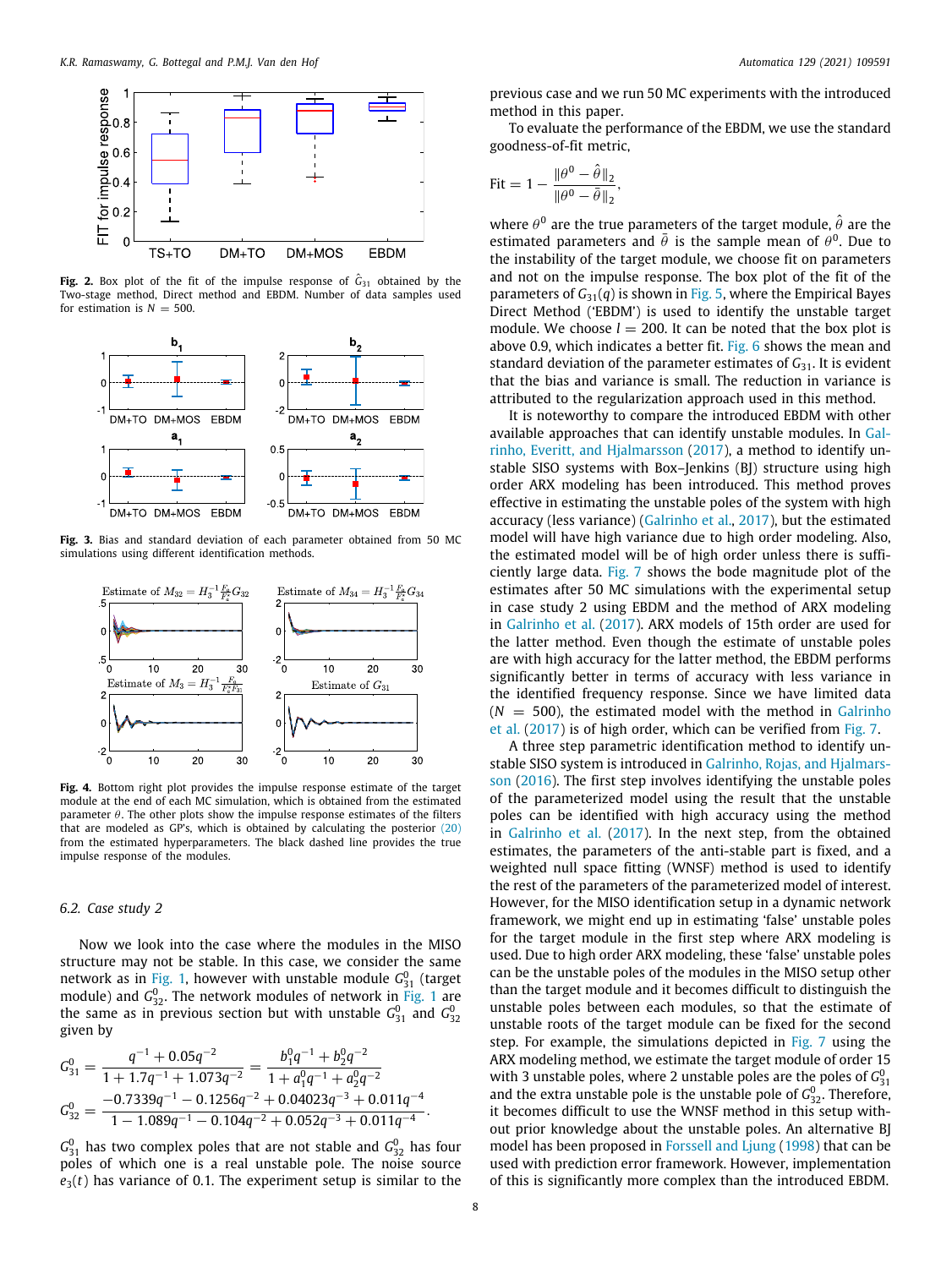Fig. 2. Box plot of the fit of the impulse response of $\hat{G}_{31}$ obtained by the Two-stage method, Direct method and EBDM. Number of data samples used for estimation is $N = 500$.

Fig. 3. Bias and standard deviation of each parameter obtained from 50 MC simulations using different identification methods.

Fig. 4. Bottom right plot provides the impulse response estimate of the target module at the end of each MC simulation, which is obtained from the estimated parameter $\theta$. The other plots show the impulse response estimates of the filters that are modeled as GP's, which is obtained by calculating the posterior (20) from the estimated hyperparameters. The black dashed line provides the true impulse response of the modules.

### 6.2. Case study 2

Now we look into the case where the modules in the MISO structure may not be stable. In this case, we consider the same network as in Fig. 1, however with unstable module $G_{31}^0$ (target module) and $G_{32}^0$. The network modules of network in Fig. 1 are the same as in previous section but with unstable $G_{31}^0$ and $G_{32}^0$ given by

$$G_{31}^0 = \frac{q^{-1} + 0.05q^{-2}}{1 + 1.7q^{-1} + 1.073q^{-2}} = \frac{b_1^0 q^{-1} + b_2^0 q^{-2}}{1 + a_1^0 q^{-1} + a_2^0 q^{-2}}$$

$$G_{32}^0 = \frac{-0.7339q^{-1} - 0.1256q^{-2} + 0.04023q^{-3} + 0.011q^{-4}}{1 - 1.089q^{-1} - 0.104q^{-2} + 0.052q^{-3} + 0.011q^{-4}}.$$

$G_{31}^0$ has two complex poles that are not stable and $G_{32}^0$ has four poles of which one is a real unstable pole. The noise source $e_3(t)$ has variance of 0.1. The experiment setup is similar to the previous case and we run 50 MC experiments with the introduced method in this paper.

To evaluate the performance of the EBDM, we use the standard goodness-of-fit metric,

$$\text{Fit} = 1 - \frac{\|\theta^0 - \hat{\theta}\|_2}{\|\theta^0 - \bar{\theta}\|_2},$$

where $\theta^0$ are the true parameters of the target module, $\hat{\theta}$ are the estimated parameters and $\bar{\theta}$ is the sample mean of $\theta^0$. Due to the instability of the target module, we choose fit on parameters and not on the impulse response. The box plot of the fit of the parameters of $G_{31}(q)$ is shown in Fig. 5, where the Empirical Bayes Direct Method ('EBDM') is used to identify the unstable target module. We choose $l = 200$. It can be noted that the box plot is above 0.9, which indicates a better fit. Fig. 6 shows the mean and standard deviation of the parameter estimates of $G_{31}$. It is evident that the bias and variance is small. The reduction in variance is attributed to the regularization approach used in this method.

It is noteworthy to compare the introduced EBDM with other available approaches that can identify unstable modules. In Galrinho, Everitt, and Hjalmarsson (2017), a method to identify unstable SISO systems with Box–Jenkins (BJ) structure using high order ARX modeling has been introduced. This method proves effective in estimating the unstable poles of the system with high accuracy (less variance) (Galrinho et al., 2017), but the estimated model will have high variance due to high order modeling. Also, the estimated model will be of high order unless there is sufficiently large data. Fig. 7 shows the bode magnitude plot of the estimates after 50 MC simulations with the experimental setup in case study 2 using EBDM and the method of ARX modeling in Galrinho et al. (2017). ARX models of 15th order are used for the latter method. Even though the estimate of unstable poles are with high accuracy for the latter method, the EBDM performs significantly better in terms of accuracy with less variance in the identified frequency response. Since we have limited data ($N = 500$), the estimated model with the method in Galrinho et al. (2017) is of high order, which can be verified from Fig. 7.

A three step parametric identification method to identify unstable SISO systems is introduced in Galrinho, Rojas, and Hjalmarsson (2016). The first step involves identifying the unstable poles of the parameterized model using the result that the unstable poles can be identified with high accuracy using the method in Galrinho et al. (2017). In the next step, from the obtained estimates, the parameters of the anti-stable part is fixed, and a weighted null space fitting (WNSF) method is used to identify the rest of the parameters of the parameterized model of interest. However, for the MISO identification setup in a dynamic network framework, we might end up in estimating 'false' unstable poles for the target module in the first step where ARX modeling is used. Due to high order ARX modeling, these 'false' unstable poles can be the unstable poles of the modules in the MISO setup other than the target module and it becomes difficult to distinguish the unstable poles between each modules, so that the estimate of unstable roots of the target module can be fixed for the second step. For example, the simulations depicted in Fig. 7 using the ARX modeling method, we estimate the target module of order 15 with 3 unstable poles, where 2 unstable poles are the poles of $G_{31}^0$ and the extra unstable pole is the unstable pole of $G_{32}^0$. Therefore, it becomes difficult to use the WNSF method in this setup without prior knowledge about the unstable poles. An alternative BJ model has been proposed in Forssell and Ljung (1998) that can be used with prediction error framework. However, implementation of this is significantly more complex than the introduced EBDM.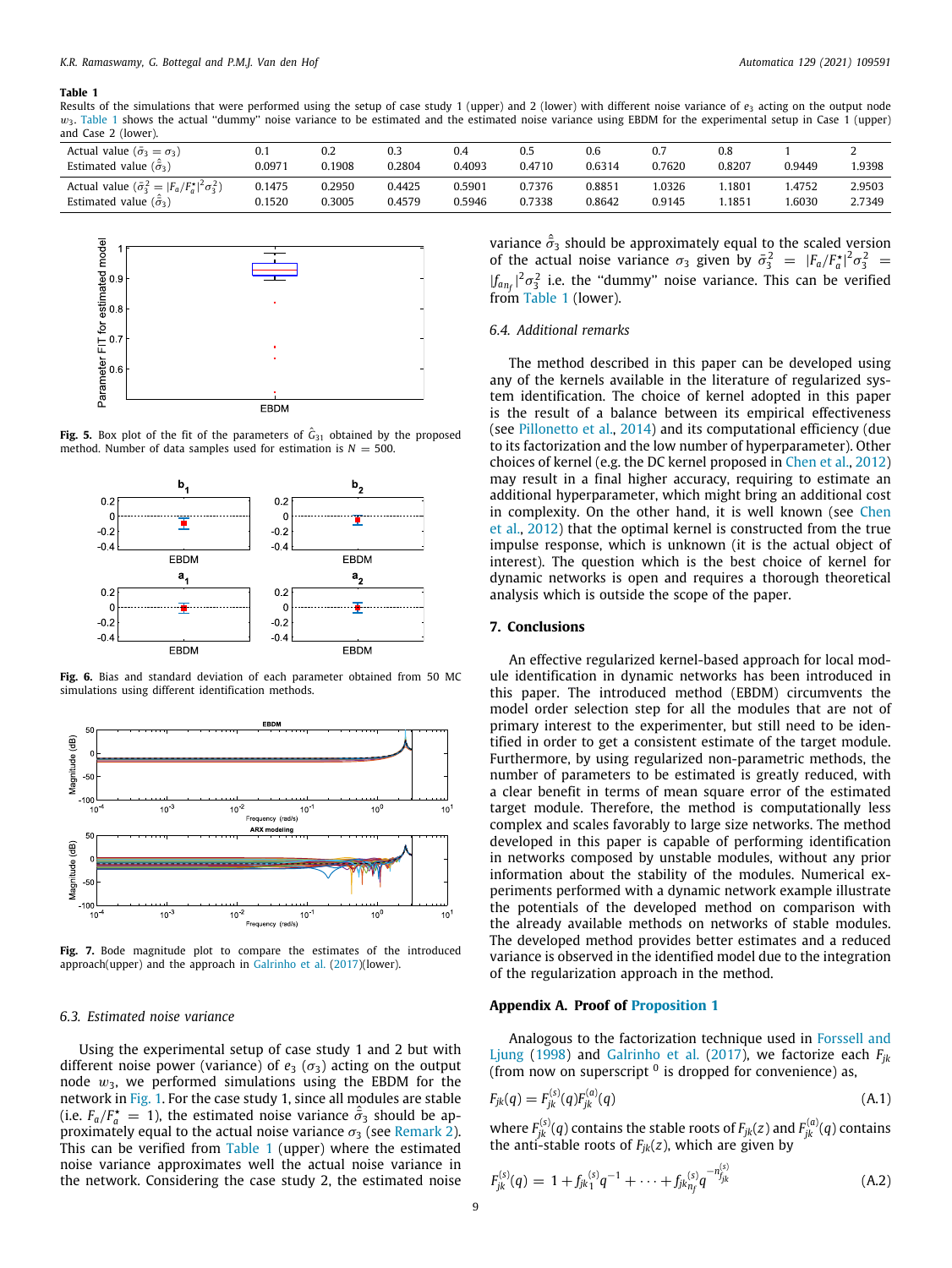**Table 1**
Results of the simulations that were performed using the setup of case study 1 (upper) and 2 (lower) with different noise variance of $e_3$ acting on the output node $w_3$. Table 1 shows the actual "dummy" noise variance to be estimated and the estimated noise variance using EBDM for the experimental setup in Case 1 (upper) and Case 2 (lower).

| Actual value ($\bar{\sigma}_3 = \sigma_3$) | 0.1 | 0.2 | 0.3 | 0.4 | 0.5 | 0.6 | 0.7 | 0.8 | 1 | 2 |
|---|---|---|---|---|---|---|---|---|---|---|
| Estimated value ($\hat{\bar{\sigma}}_3$) | 0.0971 | 0.1908 | 0.2804 | 0.4093 | 0.4710 | 0.6314 | 0.7620 | 0.8207 | 0.9449 | 1.9398 |
| Actual value ($\bar{\sigma}_3^2 = \lvert F_a/F_a^{\star}\rvert^2\sigma_3^2$) | 0.1475 | 0.2950 | 0.4425 | 0.5901 | 0.7376 | 0.8851 | 1.0326 | 1.1801 | 1.4752 | 2.9503 |
| Estimated value ($\hat{\bar{\sigma}}_3$) | 0.1520 | 0.3005 | 0.4579 | 0.5946 | 0.7338 | 0.8642 | 0.9145 | 1.1851 | 1.6030 | 2.7349 |

**Fig. 5.** Box plot of the fit of the parameters of $\hat{G}_{31}$ obtained by the proposed method. Number of data samples used for estimation is $N = 500$.

**Fig. 6.** Bias and standard deviation of each parameter obtained from 50 MC simulations using different identification methods.

**Fig. 7.** Bode magnitude plot to compare the estimates of the introduced approach(upper) and the approach in Galrinho et al. (2017)(lower).

### 6.3. Estimated noise variance

Using the experimental setup of case study 1 and 2 but with different noise power (variance) of $e_3$ ($\sigma_3$) acting on the output node $w_3$, we performed simulations using the EBDM for the network in Fig. 1. For the case study 1, since all modules are stable (i.e. $F_a/F_a^{\star} = 1$), the estimated noise variance $\hat{\bar{\sigma}}_3$ should be approximately equal to the actual noise variance $\sigma_3$ (see Remark 2). This can be verified from Table 1 (upper) where the estimated noise variance approximates well the actual noise variance in the network. Considering the case study 2, the estimated noise variance $\hat{\bar{\sigma}}_3$ should be approximately equal to the scaled version of the actual noise variance $\sigma_3$ given by $\bar{\sigma}_3^2 = |F_a/F_a^{\star}|^2\sigma_3^2 = |f_{a n_f}|^2\sigma_3^2$ i.e. the "dummy" noise variance. This can be verified from Table 1 (lower).

### 6.4. Additional remarks

The method described in this paper can be developed using any of the kernels available in the literature of regularized system identification. The choice of kernel adopted in this paper is the result of a balance between its empirical effectiveness (see Pillonetto et al., 2014) and its computational efficiency (due to its factorization and the low number of hyperparameter). Other choices of kernel (e.g. the DC kernel proposed in Chen et al., 2012) may result in a final higher accuracy, requiring to estimate an additional hyperparameter, which might bring an additional cost in complexity. On the other hand, it is well known (see Chen et al., 2012) that the optimal kernel is constructed from the true impulse response, which is unknown (it is the actual object of interest). The question which is the best choice of kernel for dynamic networks is open and requires a thorough theoretical analysis which is outside the scope of the paper.

## 7. Conclusions

An effective regularized kernel-based approach for local module identification in dynamic networks has been introduced in this paper. The introduced method (EBDM) circumvents the model order selection step for all the modules that are not of primary interest to the experimenter, but still need to be identified in order to get a consistent estimate of the target module. Furthermore, by using regularized non-parametric methods, the number of parameters to be estimated is greatly reduced, with a clear benefit in terms of mean square error of the estimated target module. Therefore, the method is computationally less complex and scales favorably to large size networks. The method developed in this paper is capable of performing identification in networks composed by unstable modules, without any prior information about the stability of the modules. Numerical experiments performed with a dynamic network example illustrate the potentials of the developed method on comparison with the already available methods on networks of stable modules. The developed method provides better estimates and a reduced variance is observed in the identified model due to the integration of the regularization approach in the method.

## Appendix A. Proof of Proposition 1

Analogous to the factorization technique used in Forssell and Ljung (1998) and Galrinho et al. (2017), we factorize each $F_{jk}$ (from now on superscript $^0$ is dropped for convenience) as,

$$F_{jk}(q) = F_{jk}^{(s)}(q)F_{jk}^{(a)}(q) \tag{A.1}$$

where $F_{jk}^{(s)}(q)$ contains the stable roots of $F_{jk}(z)$ and $F_{jk}^{(a)}(q)$ contains the anti-stable roots of $F_{jk}(z)$, which are given by

$$F_{jk}^{(s)}(q) = 1 + {f_{jk}}_1^{(s)}q^{-1} + \cdots + {f_{jk}}_{n_f}^{(s)}q^{-n_{jk}^{(s)}} \tag{A.2}$$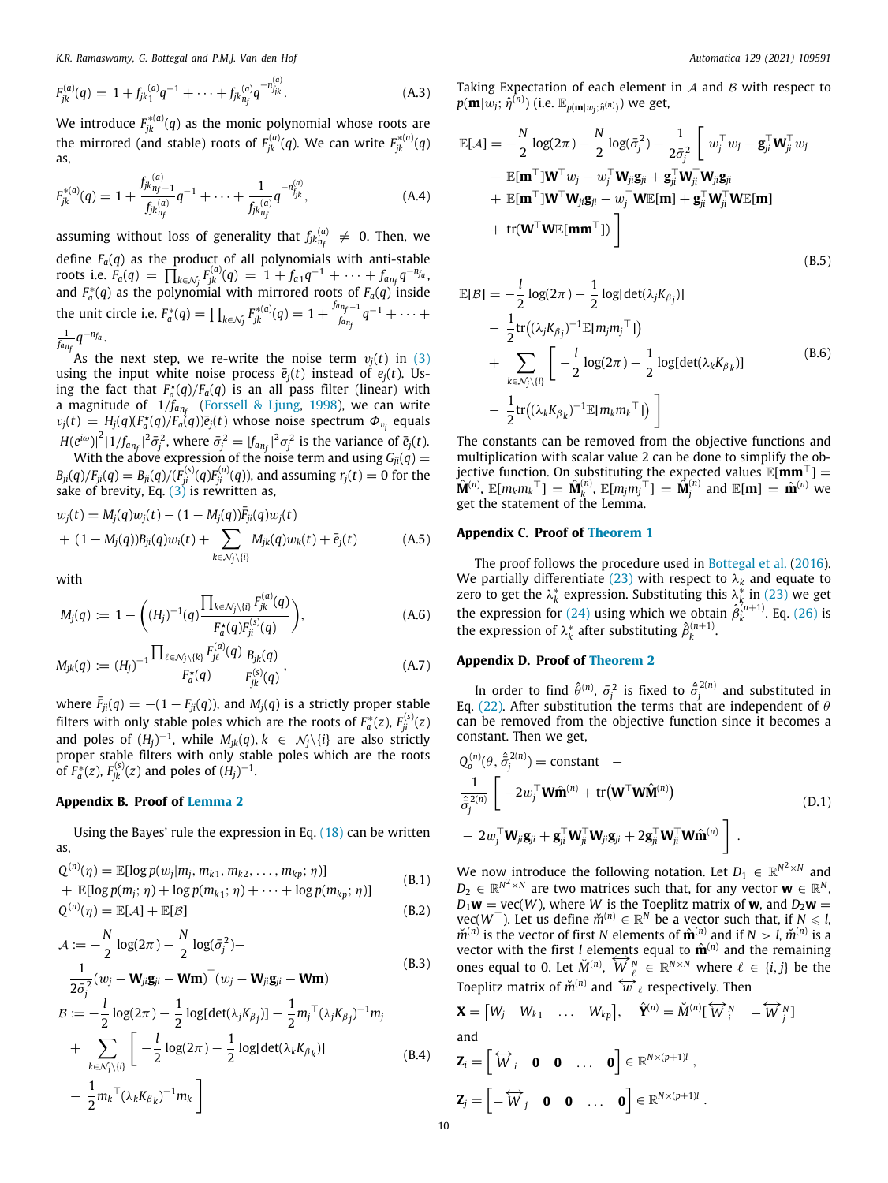$$F_{jk}^{(a)}(q) = 1 + f_{jk_1}^{(a)} q^{-1} + \cdots + f_{jk_{n_f}}^{(a)} q^{-n_{f_{jk}}^{(a)}}. \tag{A.3}$$

We introduce $F_{jk}^{*(a)}(q)$ as the monic polynomial whose roots are the mirrored (and stable) roots of $F_{jk}^{(a)}(q)$. We can write $F_{jk}^{*(a)}(q)$ as,

$$F_{jk}^{*(a)}(q) = 1 + \frac{f_{jk_{n_f-1}}^{(a)}}{f_{jk_{n_f}}^{(a)}} q^{-1} + \cdots + \frac{1}{f_{jk_{n_f}}^{(a)}} q^{-n_{f_{jk}}^{(a)}}, \tag{A.4}$$

assuming without loss of generality that $f_{jk_{n_f}}^{(a)} \neq 0$. Then, we define $F_a(q)$ as the product of all polynomials with anti-stable roots i.e. $F_a(q) = \prod_{k \in \mathcal{N}_j} F_{jk}^{(a)}(q) = 1 + f_{a1} q^{-1} + \cdots + f_{an_f} q^{-n_{fa}}$, and $F_a^*(q)$ as the polynomial with mirrored roots of $F_a(q)$ inside the unit circle i.e. $F_a^*(q) = \prod_{k \in \mathcal{N}_j} F_{jk}^{*(a)}(q) = 1 + \frac{f_{an_f-1}}{f_{an_f}} q^{-1} + \cdots + \frac{1}{f_{an_f}} q^{-n_{fa}}$.

As the next step, we re-write the noise term $v_j(t)$ in (3) using the input white noise process $\bar{e}_j(t)$ instead of $e_j(t)$. Using the fact that $F_a^*(q)/F_a(q)$ is an all pass filter (linear) with a magnitude of $|1/f_{an_f}|$ (Forssell & Ljung, 1998), we can write $v_j(t) = H_j(q)(F_a^*(q)/F_a(q))\bar{e}_j(t)$ whose noise spectrum $\Phi_{v_j}$ equals $|H(e^{i\omega})|^2 |1/f_{an_f}|^2 \bar{\sigma}_j^2$, where $\bar{\sigma}_j^2 = |f_{an_f}|^2 \sigma_j^2$ is the variance of $\bar{e}_j(t)$.

With the above expression of the noise term and using $G_{ji}(q) = B_{ji}(q)/F_{ji}(q) = B_{ji}(q)/(F_{ji}^{(s)}(q)F_{ji}^{(a)}(q))$, and assuming $r_j(t) = 0$ for the sake of brevity, Eq. (3) is rewritten as,

$$\begin{aligned} w_j(t) &= M_j(q)w_j(t) - (1 - M_j(q))\bar{F}_{ji}(q)w_j(t) \\ &+ (1 - M_j(q))B_{ji}(q)w_i(t) + \sum_{k \in \mathcal{N}_j \setminus \{i\}} M_{jk}(q)w_k(t) + \bar{e}_j(t) \end{aligned} \tag{A.5}$$

with

$$M_j(q) := 1 - \left((H_j)^{-1}(q) \frac{\prod_{k \in \mathcal{N}_j \setminus \{i\}} F_{jk}^{(a)}(q)}{F_a^*(q) F_{ji}^{(s)}(q)}\right), \tag{A.6}$$

$$M_{jk}(q) := (H_j)^{-1} \frac{\prod_{\ell \in \mathcal{N}_j \setminus \{k\}} F_{j\ell}^{(a)}(q)}{F_a^*(q)} \frac{B_{jk}(q)}{F_{jk}^{(s)}(q)}, \tag{A.7}$$

where $\bar{F}_{ji}(q) = -(1 - F_{ji}(q))$, and $M_j(q)$ is a strictly proper stable filters with only stable poles which are the roots of $F_a^*(z)$, $F_{ji}^{(s)}(z)$ and poles of $(H_j)^{-1}$, while $M_{jk}(q)$, $k \in \mathcal{N}_j \setminus \{i\}$ are also strictly proper stable filters with only stable poles which are the roots of $F_a^*(z)$, $F_{jk}^{(s)}(z)$ and poles of $(H_j)^{-1}$.

## Appendix B. Proof of Lemma 2

Using the Bayes' rule the expression in Eq. (18) can be written as,

$$\begin{aligned} Q^{(n)}(\eta) &= \mathbb{E}[\log p(w_j | m_j, m_{k1}, m_{k2}, \ldots, m_{kp}; \eta)] \\ &+ \mathbb{E}[\log p(m_j; \eta) + \log p(m_{k1}; \eta) + \cdots + \log p(m_{kp}; \eta)] \end{aligned} \tag{B.1}$$

$$Q^{(n)}(\eta) = \mathbb{E}[\mathcal{A}] + \mathbb{E}[\mathcal{B}] \tag{B.2}$$

$$\begin{aligned} \mathcal{A} &:= -\frac{N}{2}\log(2\pi) - \frac{N}{2}\log(\bar{\sigma}_j^2) - \\ &\frac{1}{2\bar{\sigma}_j^2}(w_j - \mathbf{W}_{ji}\mathbf{g}_{ji} - \mathbf{W}\mathbf{m})^\top (w_j - \mathbf{W}_{ji}\mathbf{g}_{ji} - \mathbf{W}\mathbf{m}) \end{aligned} \tag{B.3}$$

$$\begin{aligned} \mathcal{B} &:= -\frac{l}{2}\log(2\pi) - \frac{1}{2}\log[\det(\lambda_j K_{\beta_j})] - \frac{1}{2} m_j^\top (\lambda_j K_{\beta_j})^{-1} m_j \\ &+ \sum_{k \in \mathcal{N}_j \setminus \{i\}} \left[ -\frac{l}{2}\log(2\pi) - \frac{1}{2}\log[\det(\lambda_k K_{\beta_k})] \right. \\ &\left. - \frac{1}{2} m_k^\top (\lambda_k K_{\beta_k})^{-1} m_k \right] \end{aligned} \tag{B.4}$$

Taking Expectation of each element in $\mathcal{A}$ and $\mathcal{B}$ with respect to $p(\mathbf{m}|w_j; \hat{\eta}^{(n)})$ (i.e. $\mathbb{E}_{p(\mathbf{m}|w_j;\hat{\eta}^{(n)})}$) we get,

$$\begin{aligned} \mathbb{E}[\mathcal{A}] &= -\frac{N}{2}\log(2\pi) - \frac{N}{2}\log(\bar{\sigma}_j^2) - \frac{1}{2\bar{\sigma}_j^2} \left[ w_j^\top w_j - \mathbf{g}_{ji}^\top \mathbf{W}_{ji}^\top w_j \right. \\ &- \mathbb{E}[\mathbf{m}^\top]\mathbf{W}^\top w_j - w_j^\top \mathbf{W}_{ji}\mathbf{g}_{ji} + \mathbf{g}_{ji}^\top \mathbf{W}_{ji}^\top \mathbf{W}_{ji}\mathbf{g}_{ji} \\ &+ \mathbb{E}[\mathbf{m}^\top]\mathbf{W}^\top \mathbf{W}_{ji}\mathbf{g}_{ji} - w_j^\top \mathbf{W}\mathbb{E}[\mathbf{m}] + \mathbf{g}_{ji}^\top \mathbf{W}_{ji}^\top \mathbf{W}\mathbb{E}[\mathbf{m}] \\ &\left. + \operatorname{tr}(\mathbf{W}^\top \mathbf{W}\mathbb{E}[\mathbf{m}\mathbf{m}^\top]) \right] \end{aligned} \tag{B.5}$$

$$\begin{aligned} \mathbb{E}[\mathcal{B}] &= -\frac{l}{2}\log(2\pi) - \frac{1}{2}\log[\det(\lambda_j K_{\beta_j})] \\ &- \frac{1}{2}\operatorname{tr}\big((\lambda_j K_{\beta_j})^{-1}\mathbb{E}[m_j m_j^\top]\big) \\ &+ \sum_{k \in \mathcal{N}_j \setminus \{i\}} \left[ -\frac{l}{2}\log(2\pi) - \frac{1}{2}\log[\det(\lambda_k K_{\beta_k})] \right. \\ &\left. - \frac{1}{2}\operatorname{tr}\big((\lambda_k K_{\beta_k})^{-1}\mathbb{E}[m_k m_k^\top]\big) \right] \end{aligned} \tag{B.6}$$

The constants can be removed from the objective functions and multiplication with scalar value 2 can be done to simplify the objective function. On substituting the expected values $\mathbb{E}[\mathbf{m}\mathbf{m}^\top] = \hat{\mathbf{M}}^{(n)}$, $\mathbb{E}[m_k m_k^\top] = \hat{\mathbf{M}}_k^{(n)}$, $\mathbb{E}[m_j m_j^\top] = \hat{\mathbf{M}}_j^{(n)}$ and $\mathbb{E}[\mathbf{m}] = \hat{\mathbf{m}}^{(n)}$ we get the statement of the Lemma.

## Appendix C. Proof of Theorem 1

The proof follows the procedure used in Bottegal et al. (2016). We partially differentiate (23) with respect to $\lambda_k$ and equate to zero to get the $\lambda_k^*$ expression. Substituting this $\lambda_k^*$ in (23) we get the expression for (24) using which we obtain $\hat{\beta}_k^{(n+1)}$. Eq. (26) is the expression of $\lambda_k^*$ after substituting $\hat{\beta}_k^{(n+1)}$.

## Appendix D. Proof of Theorem 2

In order to find $\hat{\theta}^{(n)}$, $\bar{\sigma}_j^2$ is fixed to $\hat{\bar{\sigma}}_j^{2(n)}$ and substituted in Eq. (22). After substitution the terms that are independent of $\theta$ can be removed from the objective function since it becomes a constant. Then we get,

$$\begin{aligned} Q_o^{(n)}(\theta, \hat{\bar{\sigma}}_j^{2(n)}) &= \text{constant} \; - \\ \frac{1}{\hat{\bar{\sigma}}_j^{2(n)}} &\left[ -2w_j^\top \mathbf{W}\hat{\mathbf{m}}^{(n)} + \operatorname{tr}\big(\mathbf{W}^\top \mathbf{W}\hat{\mathbf{M}}^{(n)}\big) \right. \\ &\left. - 2w_j^\top \mathbf{W}_{ji}\mathbf{g}_{ji} + \mathbf{g}_{ji}^\top \mathbf{W}_{ji}^\top \mathbf{W}_{ji}\mathbf{g}_{ji} + 2\mathbf{g}_{ji}^\top \mathbf{W}_{ji}^\top \mathbf{W}\hat{\mathbf{m}}^{(n)} \right]. \end{aligned} \tag{D.1}$$

We now introduce the following notation. Let $D_1 \in \mathbb{R}^{N^2 \times N}$ and $D_2 \in \mathbb{R}^{N^2 \times N}$ are two matrices such that, for any vector $\mathbf{w} \in \mathbb{R}^N$, $D_1\mathbf{w} = \operatorname{vec}(W)$, where $W$ is the Toeplitz matrix of $\mathbf{w}$, and $D_2\mathbf{w} = \operatorname{vec}(W^\top)$. Let us define $\check{m}^{(n)} \in \mathbb{R}^N$ be a vector such that, if $N \leqslant l$, $\check{m}^{(n)}$ is the vector of first $N$ elements of $\hat{\mathbf{m}}^{(n)}$ and if $N > l$, $\check{m}^{(n)}$ is a vector with the first $l$ elements equal to $\hat{\mathbf{m}}^{(n)}$ and the remaining ones equal to 0. Let $\check{M}^{(n)}$, $\overleftrightarrow{W}_\ell^N \in \mathbb{R}^{N \times N}$ where $\ell \in \{i, j\}$ be the Toeplitz matrix of $\check{m}^{(n)}$ and $\overleftrightarrow{w}_\ell$ respectively. Then

$$\mathbf{X} = \begin{bmatrix} W_j & W_{k1} & \ldots & W_{kp} \end{bmatrix}, \quad \hat{\mathbf{Y}}^{(n)} = \check{M}^{(n)} [\overleftrightarrow{W}_i^N \quad -\overleftrightarrow{W}_j^N]$$

and

$$\mathbf{Z}_i = \begin{bmatrix} \overleftrightarrow{W}_i & \mathbf{0} & \mathbf{0} & \ldots & \mathbf{0} \end{bmatrix} \in \mathbb{R}^{N \times (p+1)l},$$

$$\mathbf{Z}_j = \begin{bmatrix} -\overleftrightarrow{W}_j & \mathbf{0} & \mathbf{0} & \ldots & \mathbf{0} \end{bmatrix} \in \mathbb{R}^{N \times (p+1)l}.$$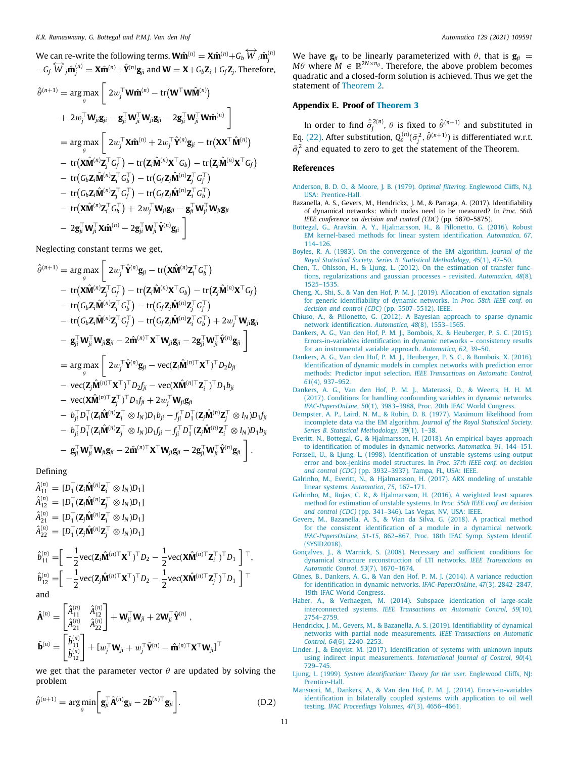We can re-write the following terms, $\mathbf{W}\hat{\mathbf{m}}^{(n)} = \mathbf{X}\hat{\mathbf{m}}^{(n)} + G_b \overleftrightarrow{W}_i \hat{\mathbf{m}}_j^{(n)} - G_f \overleftrightarrow{W}_j \hat{\mathbf{m}}_j^{(n)} = \mathbf{X}\hat{\mathbf{m}}^{(n)} + \hat{\mathbf{Y}}^{(n)}\mathbf{g}_{ji}$ and $\mathbf{W} = \mathbf{X} + G_b\mathbf{Z}_i + G_f\mathbf{Z}_j$. Therefore,

$$
\begin{aligned}
\hat{\theta}^{(n+1)} = \arg\max_{\theta} \Big[\ & 2w_j^\top \mathbf{W}\hat{\mathbf{m}}^{(n)} - \operatorname{tr}\big(\mathbf{W}^\top \mathbf{W}\hat{\mathbf{M}}^{(n)}\big) \\
&+ 2w_j^\top \mathbf{W}_{ji}\mathbf{g}_{ji} - \mathbf{g}_{ji}^\top \mathbf{W}_{ji}^\top \mathbf{W}_{ji}\mathbf{g}_{ji} - 2\mathbf{g}_{ji}^\top \mathbf{W}_{ji}^\top \mathbf{W}\hat{\mathbf{m}}^{(n)} \Big] \\
= \arg\max_{\theta} \Big[\ & 2w_j^\top \mathbf{X}\hat{\mathbf{m}}^{(n)} + 2w_j^\top \hat{\mathbf{Y}}^{(n)}\mathbf{g}_{ji} - \operatorname{tr}\big(\mathbf{X}\mathbf{X}^\top \hat{\mathbf{M}}^{(n)}\big) \\
&- \operatorname{tr}\big(\mathbf{X}\hat{\mathbf{M}}^{(n)}\mathbf{Z}_j^\top G_f^\top\big) - \operatorname{tr}\big(\mathbf{Z}_i\hat{\mathbf{M}}^{(n)}\mathbf{X}^\top G_b\big) - \operatorname{tr}\big(\mathbf{Z}_j\hat{\mathbf{M}}^{(n)}\mathbf{X}^\top G_f\big) \\
&- \operatorname{tr}\big(G_b\mathbf{Z}_i\hat{\mathbf{M}}^{(n)}\mathbf{Z}_i^\top G_b^\top\big) - \operatorname{tr}\big(G_f\mathbf{Z}_j\hat{\mathbf{M}}^{(n)}\mathbf{Z}_j^\top G_f^\top\big) \\
&- \operatorname{tr}\big(G_b\mathbf{Z}_i\hat{\mathbf{M}}^{(n)}\mathbf{Z}_j^\top G_f^\top\big) - \operatorname{tr}\big(G_f\mathbf{Z}_j\hat{\mathbf{M}}^{(n)}\mathbf{Z}_i^\top G_b^\top\big) \\
&- \operatorname{tr}\big(\mathbf{X}\hat{\mathbf{M}}^{(n)}\mathbf{Z}_i^\top G_b^\top\big) + 2w_j^\top \mathbf{W}_{ji}\mathbf{g}_{ji} - \mathbf{g}_{ji}^\top \mathbf{W}_{ji}^\top \mathbf{W}_{ji}\mathbf{g}_{ji} \\
&- 2\mathbf{g}_{ji}^\top \mathbf{W}_{ji}^\top \mathbf{X}\hat{\mathbf{m}}^{(n)} - 2\mathbf{g}_{ji}^\top \mathbf{W}_{ji}^\top \hat{\mathbf{Y}}^{(n)}\mathbf{g}_{ji} \Big]
\end{aligned}
$$

Neglecting constant terms we get,

$$
\begin{aligned}
\hat{\theta}^{(n+1)} = \arg\max_{\theta} \Big[\ & 2w_j^\top \hat{\mathbf{Y}}^{(n)}\mathbf{g}_{ji} - \operatorname{tr}\big(\mathbf{X}\hat{\mathbf{M}}^{(n)}\mathbf{Z}_i^\top G_b^\top\big) \\
&- \operatorname{tr}\big(\mathbf{X}\hat{\mathbf{M}}^{(n)}\mathbf{Z}_j^\top G_f^\top\big) - \operatorname{tr}\big(\mathbf{Z}_i\hat{\mathbf{M}}^{(n)}\mathbf{X}^\top G_b\big) - \operatorname{tr}\big(\mathbf{Z}_j\hat{\mathbf{M}}^{(n)}\mathbf{X}^\top G_f\big) \\
&- \operatorname{tr}\big(G_b\mathbf{Z}_i\hat{\mathbf{M}}^{(n)}\mathbf{Z}_i^\top G_b^\top\big) - \operatorname{tr}\big(G_f\mathbf{Z}_j\hat{\mathbf{M}}^{(n)}\mathbf{Z}_j^\top G_f^\top\big) \\
&- \operatorname{tr}\big(G_b\mathbf{Z}_i\hat{\mathbf{M}}^{(n)}\mathbf{Z}_j^\top G_f^\top\big) - \operatorname{tr}\big(G_f\mathbf{Z}_j\hat{\mathbf{M}}^{(n)}\mathbf{Z}_i^\top G_b^\top\big) + 2w_j^\top \mathbf{W}_{ji}\mathbf{g}_{ji} \\
&- \mathbf{g}_{ji}^\top \mathbf{W}_{ji}^\top \mathbf{W}_{ji}\mathbf{g}_{ji} - 2\hat{\mathbf{m}}^{(n)\top}\mathbf{X}^\top \mathbf{W}_{ji}\mathbf{g}_{ji} - 2\mathbf{g}_{ji}^\top \mathbf{W}_{ji}^\top \hat{\mathbf{Y}}^{(n)}\mathbf{g}_{ji} \Big] \\
= \arg\max_{\theta} \Big[\ & 2w_j^\top \hat{\mathbf{Y}}^{(n)}\mathbf{g}_{ji} - \operatorname{vec}\big(\mathbf{Z}_i\hat{\mathbf{M}}^{(n)\top}\mathbf{X}^\top\big)^\top D_2 b_{ji} \\
&- \operatorname{vec}\big(\mathbf{Z}_j\hat{\mathbf{M}}^{(n)\top}\mathbf{X}^\top\big)^\top D_2 f_{ji} - \operatorname{vec}\big(\mathbf{X}\hat{\mathbf{M}}^{(n)\top}\mathbf{Z}_i^\top\big)^\top D_1 b_{ji} \\
&- \operatorname{vec}\big(\mathbf{X}\hat{\mathbf{M}}^{(n)\top}\mathbf{Z}_j^\top\big)^\top D_1 f_{ji} + 2w_j^\top \mathbf{W}_{ji}\mathbf{g}_{ji} \\
&- b_{ji}^\top D_1^\top (\mathbf{Z}_i\hat{\mathbf{M}}^{(n)}\mathbf{Z}_i^\top \otimes I_N) D_1 b_{ji} - f_{ji}^\top D_1^\top (\mathbf{Z}_j\hat{\mathbf{M}}^{(n)}\mathbf{Z}_j^\top \otimes I_N) D_1 f_{ji} \\
&- b_{ji}^\top D_1^\top (\mathbf{Z}_i\hat{\mathbf{M}}^{(n)}\mathbf{Z}_j^\top \otimes I_N) D_1 f_{ji} - f_{ji}^\top D_1^\top (\mathbf{Z}_j\hat{\mathbf{M}}^{(n)}\mathbf{Z}_i^\top \otimes I_N) D_1 b_{ji} \\
&- \mathbf{g}_{ji}^\top \mathbf{W}_{ji}^\top \mathbf{W}_{ji}\mathbf{g}_{ji} - 2\hat{\mathbf{m}}^{(n)\top}\mathbf{X}^\top \mathbf{W}_{ji}\mathbf{g}_{ji} - 2\mathbf{g}_{ji}^\top \mathbf{W}_{ji}^\top \hat{\mathbf{Y}}^{(n)}\mathbf{g}_{ji} \Big].
\end{aligned}
$$

Defining

$$
\begin{aligned}
\hat{A}_{11}^{(n)} &= [D_1^\top (\mathbf{Z}_i\hat{\mathbf{M}}^{(n)}\mathbf{Z}_i^\top \otimes I_N) D_1] \\
\hat{A}_{12}^{(n)} &= [D_1^\top (\mathbf{Z}_i\hat{\mathbf{M}}^{(n)}\mathbf{Z}_j^\top \otimes I_N) D_1] \\
\hat{A}_{21}^{(n)} &= [D_1^\top (\mathbf{Z}_j\hat{\mathbf{M}}^{(n)}\mathbf{Z}_i^\top \otimes I_N) D_1] \\
\hat{A}_{22}^{(n)} &= [D_1^\top (\mathbf{Z}_j\hat{\mathbf{M}}^{(n)}\mathbf{Z}_j^\top \otimes I_N) D_1]
\end{aligned}
$$

$$
\begin{aligned}
\hat{b}_{11}^{(n)} &= \Big[ -\frac{1}{2}\operatorname{vec}(\mathbf{Z}_i\hat{\mathbf{M}}^{(n)\top}\mathbf{X}^\top)^\top D_2 - \frac{1}{2}\operatorname{vec}(\mathbf{X}\hat{\mathbf{M}}^{(n)\top}\mathbf{Z}_i^\top)^\top D_1 \Big]^\top, \\
\hat{b}_{12}^{(n)} &= \Big[ -\frac{1}{2}\operatorname{vec}(\mathbf{Z}_j\hat{\mathbf{M}}^{(n)\top}\mathbf{X}^\top)^\top D_2 - \frac{1}{2}\operatorname{vec}(\mathbf{X}\hat{\mathbf{M}}^{(n)\top}\mathbf{Z}_j^\top)^\top D_1 \Big]^\top
\end{aligned}
$$

and

$$
\hat{\mathbf{A}}^{(n)} = \begin{bmatrix} \hat{A}_{11}^{(n)} & \hat{A}_{12}^{(n)} \\ \hat{A}_{21}^{(n)} & \hat{A}_{22}^{(n)} \end{bmatrix} + \mathbf{W}_{ji}^\top \mathbf{W}_{ji} + 2\mathbf{W}_{ji}^\top \hat{\mathbf{Y}}^{(n)},
$$

$$
\hat{\mathbf{b}}^{(n)} = \begin{bmatrix} \hat{b}_{11}^{(n)} \\ \hat{b}_{12}^{(n)} \end{bmatrix} + [w_j^\top \mathbf{W}_{ji} + w_j^\top \hat{\mathbf{Y}}^{(n)} - \hat{\mathbf{m}}^{(n)\top}\mathbf{X}^\top \mathbf{W}_{ji}]^\top
$$

we get that the parameter vector $\theta$ are updated by solving the problem

$$
\hat{\theta}^{(n+1)} = \arg\min_{\theta} \Big[ \mathbf{g}_{ji}^\top \hat{\mathbf{A}}^{(n)}\mathbf{g}_{ji} - 2\hat{\mathbf{b}}^{(n)\top}\mathbf{g}_{ji} \Big]. \tag{D.2}
$$

We have $\mathbf{g}_{ji}$ to be linearly parameterized with $\theta$, that is $\mathbf{g}_{ji} = M\theta$ where $M \in \mathbb{R}^{2N \times n_\theta}$. Therefore, the above problem becomes quadratic and a closed-form solution is achieved. Thus we get the statement of Theorem 2.

## Appendix E. Proof of Theorem 3

In order to find $\hat{\bar{\sigma}}_j^{2(n)}$, $\theta$ is fixed to $\hat{\theta}^{(n+1)}$ and substituted in Eq. (22). After substitution, $Q_o^{(n)}(\bar{\sigma}_j^2, \hat{\theta}^{(n+1)})$ is differentiated w.r.t. $\bar{\sigma}_j^2$ and equated to zero to get the statement of the Theorem.

## References

Anderson, B. D. O., & Moore, J. B. (1979). *Optimal filtering*. Englewood Cliffs, N.J. USA: Prentice-Hall.

Bazanella, A. S., Gevers, M., Hendrickx, J. M., & Parraga, A. (2017). Identifiability of dynamical networks: which nodes need to be measured? In *Proc. 56th IEEE conference on decision and control (CDC)* (pp. 5870–5875).

Bottegal, G., Aravkin, A. Y., Hjalmarsson, H., & Pillonetto, G. (2016). Robust EM kernel-based methods for linear system identification. *Automatica*, *67*, 114–126.

Boyles, R. A. (1983). On the convergence of the EM algorithm. *Journal of the Royal Statistical Society. Series B. Statistical Methodology*, *45*(1), 47–50.

Chen, T., Ohlsson, H., & Ljung, L. (2012). On the estimation of transfer functions, regularizations and gaussian processes - revisited. *Automatica*, *48*(8), 1525–1535.

Cheng, X., Shi, S., & Van den Hof, P. M. J. (2019). Allocation of excitation signals for generic identifiability of dynamic networks. In *Proc. 58th IEEE conf. on decision and control (CDC)* (pp. 5507–5512). IEEE.

Chiuso, A., & Pillonetto, G. (2012). A Bayesian approach to sparse dynamic network identification. *Automatica*, *48*(8), 1553–1565.

Dankers, A. G., Van den Hof, P. M. J., Bombois, X., & Heuberger, P. S. C. (2015). Errors-in-variables identification in dynamic networks – consistency results for an instrumental variable approach. *Automatica*, *62*, 39–50.

Dankers, A. G., Van den Hof, P. M. J., Heuberger, P. S. C., & Bombois, X. (2016). Identification of dynamic models in complex networks with prediction error methods: Predictor input selection. *IEEE Transactions on Automatic Control*, *61*(4), 937–952.

Dankers, A. G., Van den Hof, P. M. J., Materassi, D., & Weerts, H. H. M. (2017). Conditions for handling confounding variables in dynamic networks. *IFAC-PapersOnLine*, *50*(1), 3983–3988, Proc. 20th IFAC World Congress.

Dempster, A. P., Laird, N. M., & Rubin, D. B. (1977). Maximum likelihood from incomplete data via the EM algorithm. *Journal of the Royal Statistical Society. Series B. Statistical Methodology*, *39*(1), 1–38.

Everitt, N., Bottegal, G., & Hjalmarsson, H. (2018). An empirical bayes approach to identification of modules in dynamic networks. *Automatica*, *91*, 144–151.

Forssell, U., & Ljung, L. (1998). Identification of unstable systems using output error and box-jenkins model structures. In *Proc. 37th IEEE conf. on decision and control (CDC)* (pp. 3932–3937). Tampa, FL, USA: IEEE.

Galrinho, M., Everitt, N., & Hjalmarsson, H. (2017). ARX modeling of unstable linear systems. *Automatica*, *75*, 167–171.

Galrinho, M., Rojas, C. R., & Hjalmarsson, H. (2016). A weighted least squares method for estimation of unstable systems. In *Proc. 55th IEEE conf. on decision and control (CDC)* (pp. 341–346). Las Vegas, NV, USA: IEEE.

Gevers, M., Bazanella, A. S., & Vian da Silva, G. (2018). A practical method for the consistent identification of a module in a dynamical network. *IFAC-PapersOnLine*, *51-15*, 862–867, Proc. 18th IFAC Symp. System Identif. (SYSID2018).

Gonçalves, J., & Warnick, S. (2008). Necessary and sufficient conditions for dynamical structure reconstruction of LTI networks. *IEEE Transactions on Automatic Control*, *53*(7), 1670–1674.

Günes, B., Dankers, A. G., & Van den Hof, P. M. J. (2014). A variance reduction for identification in dynamic networks. *IFAC-PapersOnLine*, *47*(3), 2842–2847, 19th IFAC World Congress.

Haber, A., & Verhaegen, M. (2014). Subspace identication of large-scale interconnected systems. *IEEE Transactions on Automatic Control*, *59*(10), 2754–2759.

Hendrickx, J. M., Gevers, M., & Bazanella, A. S. (2019). Identifiability of dynamical networks with partial node measurements. *IEEE Transactions on Automatic Control*, *64*(6), 2240–2253.

Linder, J., & Enqvist, M. (2017). Identification of systems with unknown inputs using indirect input measurements. *International Journal of Control*, *90*(4), 729–745.

Ljung, L. (1999). *System identification: Theory for the user*. Englewood Cliffs, NJ: Prentice-Hall.

Mansoori, M., Dankers, A., & Van den Hof, P. M. J. (2014). Errors-in-variables identification in bilaterally coupled systems with application to oil well testing. *IFAC Proceedings Volumes*, *47*(3), 4656–4661.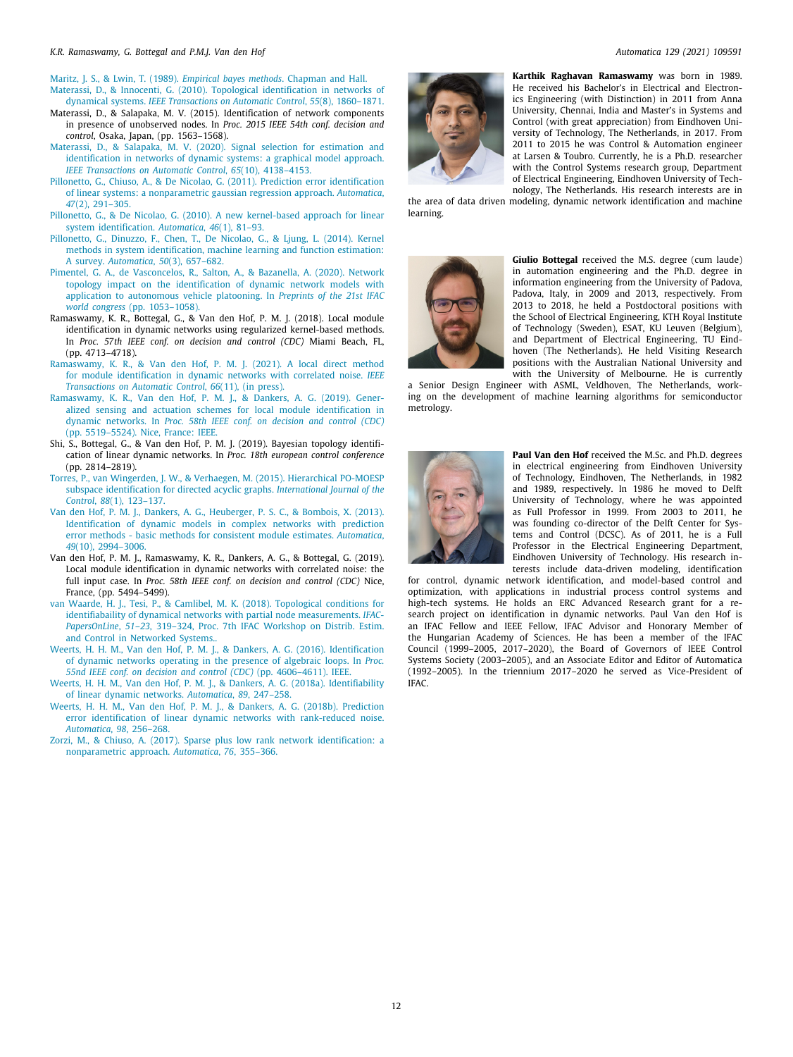Maritz, J. S., & Lwin, T. (1989). *Empirical bayes methods*. Chapman and Hall.

Materassi, D., & Innocenti, G. (2010). Topological identification in networks of dynamical systems. *IEEE Transactions on Automatic Control*, *55*(8), 1860–1871.

Materassi, D., & Salapaka, M. V. (2015). Identification of network components in presence of unobserved nodes. In *Proc. 2015 IEEE 54th conf. decision and control*, Osaka, Japan, (pp. 1563–1568).

Materassi, D., & Salapaka, M. V. (2020). Signal selection for estimation and identification in networks of dynamic systems: a graphical model approach. *IEEE Transactions on Automatic Control*, *65*(10), 4138–4153.

Pillonetto, G., Chiuso, A., & De Nicolao, G. (2011). Prediction error identification of linear systems: a nonparametric gaussian regression approach. *Automatica*, *47*(2), 291–305.

Pillonetto, G., & De Nicolao, G. (2010). A new kernel-based approach for linear system identification. *Automatica*, *46*(1), 81–93.

Pillonetto, G., Dinuzzo, F., Chen, T., De Nicolao, G., & Ljung, L. (2014). Kernel methods in system identification, machine learning and function estimation: A survey. *Automatica*, *50*(3), 657–682.

Pimentel, G. A., de Vasconcelos, R., Salton, A., & Bazanella, A. (2020). Network topology impact on the identification of dynamic network models with application to autonomous vehicle platooning. In *Preprints of the 21st IFAC world congress* (pp. 1053–1058).

Ramaswamy, K. R., Bottegal, G., & Van den Hof, P. M. J. (2018). Local module identification in dynamic networks using regularized kernel-based methods. In *Proc. 57th IEEE conf. on decision and control (CDC)* Miami Beach, FL, (pp. 4713–4718).

Ramaswamy, K. R., & Van den Hof, P. M. J. (2021). A local direct method for module identification in dynamic networks with correlated noise. *IEEE Transactions on Automatic Control*, *66*(11), (in press).

Ramaswamy, K. R., Van den Hof, P. M. J., & Dankers, A. G. (2019). Generalized sensing and actuation schemes for local module identification in dynamic networks. In *Proc. 58th IEEE conf. on decision and control (CDC)* (pp. 5519–5524). Nice, France: IEEE.

Shi, S., Bottegal, G., & Van den Hof, P. M. J. (2019). Bayesian topology identification of linear dynamic networks. In *Proc. 18th european control conference* (pp. 2814–2819).

Torres, P., van Wingerden, J. W., & Verhaegen, M. (2015). Hierarchical PO-MOESP subspace identification for directed acyclic graphs. *International Journal of the Control*, *88*(1), 123–137.

Van den Hof, P. M. J., Dankers, A. G., Heuberger, P. S. C., & Bombois, X. (2013). Identification of dynamic models in complex networks with prediction error methods - basic methods for consistent module estimates. *Automatica*, *49*(10), 2994–3006.

Van den Hof, P. M. J., Ramaswamy, K. R., Dankers, A. G., & Bottegal, G. (2019). Local module identification in dynamic networks with correlated noise: the full input case. In *Proc. 58th IEEE conf. on decision and control (CDC)* Nice, France, (pp. 5494–5499).

van Waarde, H. J., Tesi, P., & Camlibel, M. K. (2018). Topological conditions for identifiability of dynamical networks with partial node measurements. *IFAC-PapersOnLine*, *51–23*, 319–324, Proc. 7th IFAC Workshop on Distrib. Estim. and Control in Networked Systems..

Weerts, H. H. M., Van den Hof, P. M. J., & Dankers, A. G. (2016). Identification of dynamic networks operating in the presence of algebraic loops. In *Proc. 55nd IEEE conf. on decision and control (CDC)* (pp. 4606–4611). IEEE.

Weerts, H. H. M., Van den Hof, P. M. J., & Dankers, A. G. (2018a). Identifiability of linear dynamic networks. *Automatica*, *89*, 247–258.

Weerts, H. H. M., Van den Hof, P. M. J., & Dankers, A. G. (2018b). Prediction error identification of linear dynamic networks with rank-reduced noise. *Automatica*, *98*, 256–268.

Zorzi, M., & Chiuso, A. (2017). Sparse plus low rank network identification: a nonparametric approach. *Automatica*, *76*, 355–366.

**Karthik Raghavan Ramaswamy** was born in 1989. He received his Bachelor's in Electrical and Electronics Engineering (with Distinction) in 2011 from Anna University, Chennai, India and Master's in Systems and Control (with great appreciation) from Eindhoven University of Technology, The Netherlands, in 2017. From 2011 to 2015 he was Control & Automation engineer at Larsen & Toubro. Currently, he is a Ph.D. researcher with the Control Systems research group, Department of Electrical Engineering, Eindhoven University of Technology, The Netherlands. His research interests are in the area of data driven modeling, dynamic network identification and machine learning.

**Giulio Bottegal** received the M.S. degree (cum laude) in automation engineering and the Ph.D. degree in information engineering from the University of Padova, Padova, Italy, in 2009 and 2013, respectively. From 2013 to 2018, he held a Postdoctoral positions with the School of Electrical Engineering, KTH Royal Institute of Technology (Sweden), ESAT, KU Leuven (Belgium), and Department of Electrical Engineering, TU Eindhoven (The Netherlands). He held Visiting Research positions with the Australian National University and with the University of Melbourne. He is currently a Senior Design Engineer with ASML, Veldhoven, The Netherlands, working on the development of machine learning algorithms for semiconductor metrology.

**Paul Van den Hof** received the M.Sc. and Ph.D. degrees in electrical engineering from Eindhoven University of Technology, Eindhoven, The Netherlands, in 1982 and 1989, respectively. In 1986 he moved to Delft University of Technology, where he was appointed as Full Professor in 1999. From 2003 to 2011, he was founding co-director of the Delft Center for Systems and Control (DCSC). As of 2011, he is a Full Professor in the Electrical Engineering Department, Eindhoven University of Technology. His research interests include data-driven modeling, identification for control, dynamic network identification, and model-based control and optimization, with applications in industrial process control systems and high-tech systems. He holds an ERC Advanced Research grant for a research project on identification in dynamic networks. Paul Van den Hof is an IFAC Fellow and IEEE Fellow, IFAC Advisor and Honorary Member of the Hungarian Academy of Sciences. He has been a member of the IFAC Council (1999–2005, 2017–2020), the Board of Governors of IEEE Control Systems Society (2003–2005), and an Associate Editor and Editor of Automatica (1992–2005). In the triennium 2017–2020 he served as Vice-President of IFAC.